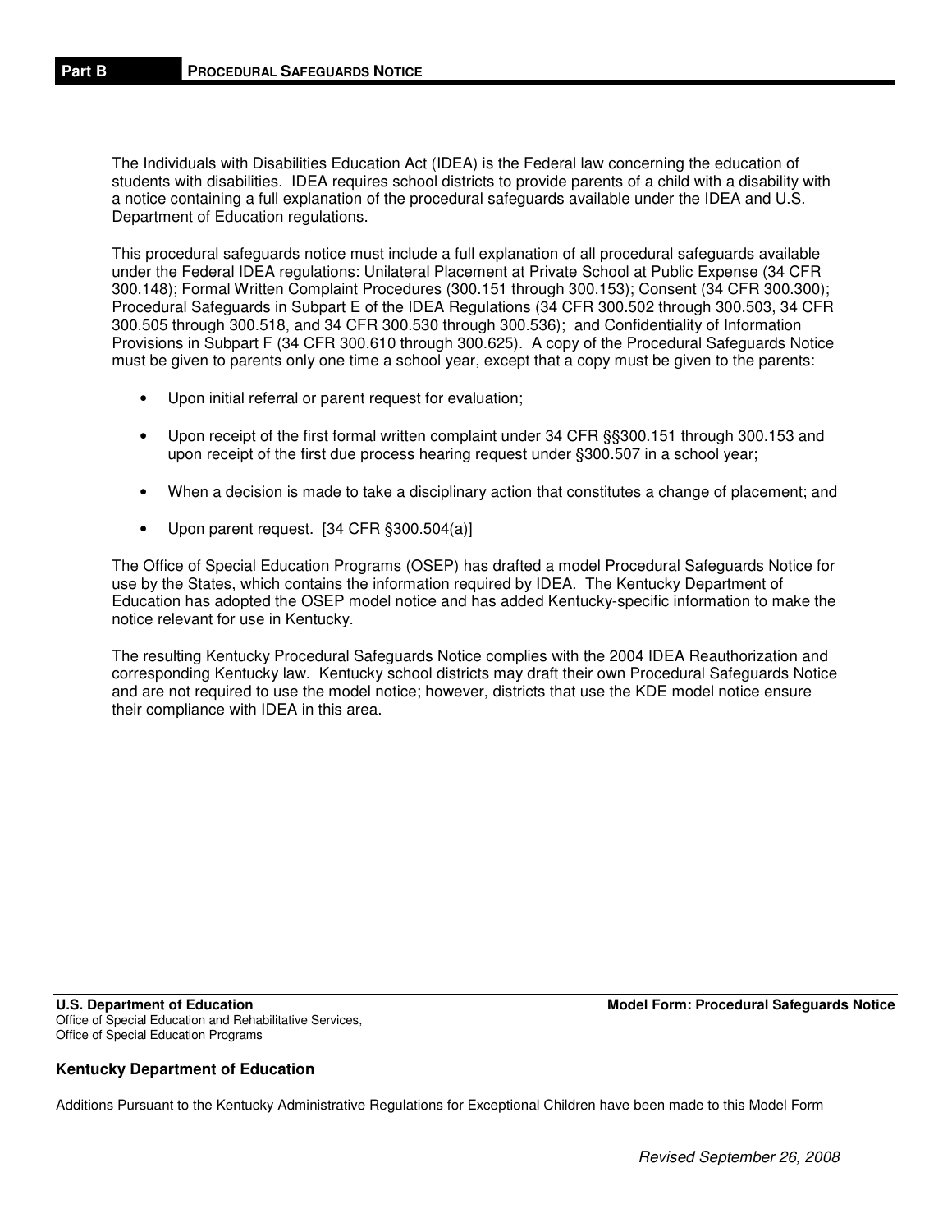# Part B — PROCEDURAL SAFEGUARDS NOTICE

The Individuals with Disabilities Education Act (IDEA) is the Federal law concerning the education of students with disabilities. IDEA requires school districts to provide parents of a child with a disability with a notice containing a full explanation of the procedural safeguards available under the IDEA and U.S. Department of Education regulations.

This procedural safeguards notice must include a full explanation of all procedural safeguards available under the Federal IDEA regulations: Unilateral Placement at Private School at Public Expense (34 CFR 300.148); Formal Written Complaint Procedures (300.151 through 300.153); Consent (34 CFR 300.300); Procedural Safeguards in Subpart E of the IDEA Regulations (34 CFR 300.502 through 300.503, 34 CFR 300.505 through 300.518, and 34 CFR 300.530 through 300.536); and Confidentiality of Information Provisions in Subpart F (34 CFR 300.610 through 300.625). A copy of the Procedural Safeguards Notice must be given to parents only one time a school year, except that a copy must be given to the parents:

- Upon initial referral or parent request for evaluation;
- Upon receipt of the first formal written complaint under 34 CFR §§300.151 through 300.153 and upon receipt of the first due process hearing request under §300.507 in a school year;
- When a decision is made to take a disciplinary action that constitutes a change of placement; and
- Upon parent request. [34 CFR §300.504(a)]

The Office of Special Education Programs (OSEP) has drafted a model Procedural Safeguards Notice for use by the States, which contains the information required by IDEA. The Kentucky Department of Education has adopted the OSEP model notice and has added Kentucky-specific information to make the notice relevant for use in Kentucky.

The resulting Kentucky Procedural Safeguards Notice complies with the 2004 IDEA Reauthorization and corresponding Kentucky law. Kentucky school districts may draft their own Procedural Safeguards Notice and are not required to use the model notice; however, districts that use the KDE model notice ensure their compliance with IDEA in this area.

**U.S. Department of Education**
Office of Special Education and Rehabilitative Services,
Office of Special Education Programs

**Model Form: Procedural Safeguards Notice**

**Kentucky Department of Education**

Additions Pursuant to the Kentucky Administrative Regulations for Exceptional Children have been made to this Model Form

*Revised September 26, 2008*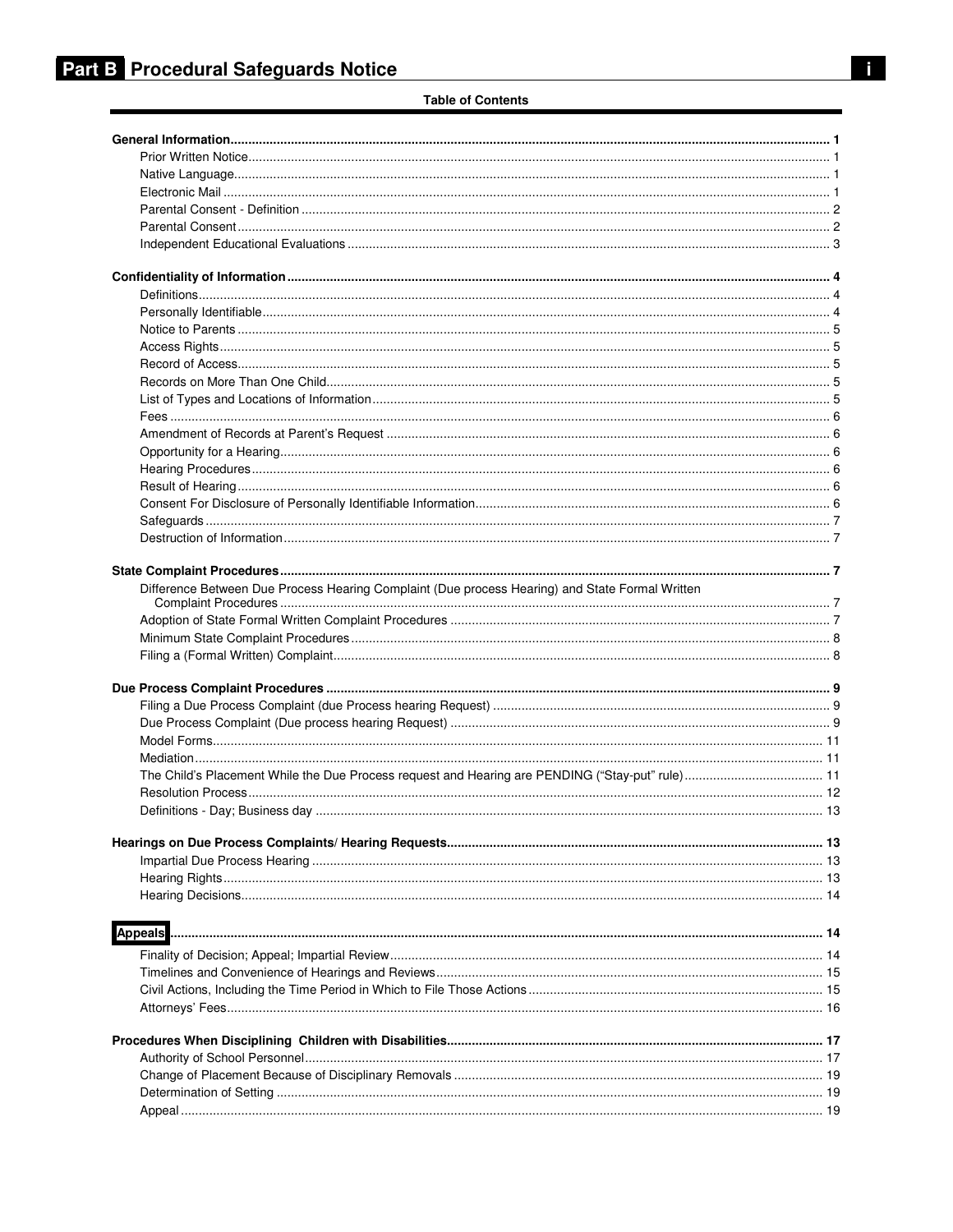# Part B Procedural Safeguards Notice

**Table of Contents**

**General Information** ........ 1
- Prior Written Notice ........ 1
- Native Language ........ 1
- Electronic Mail ........ 1
- Parental Consent - Definition ........ 2
- Parental Consent ........ 2
- Independent Educational Evaluations ........ 3

**Confidentiality of Information** ........ 4
- Definitions ........ 4
- Personally Identifiable ........ 4
- Notice to Parents ........ 5
- Access Rights ........ 5
- Record of Access ........ 5
- Records on More Than One Child ........ 5
- List of Types and Locations of Information ........ 5
- Fees ........ 6
- Amendment of Records at Parent's Request ........ 6
- Opportunity for a Hearing ........ 6
- Hearing Procedures ........ 6
- Result of Hearing ........ 6
- Consent For Disclosure of Personally Identifiable Information ........ 6
- Safeguards ........ 7
- Destruction of Information ........ 7

**State Complaint Procedures** ........ 7
- Difference Between Due Process Hearing Complaint (Due process Hearing) and State Formal Written Complaint Procedures ........ 7
- Adoption of State Formal Written Complaint Procedures ........ 7
- Minimum State Complaint Procedures ........ 8
- Filing a (Formal Written) Complaint ........ 8

**Due Process Complaint Procedures** ........ 9
- Filing a Due Process Complaint (due Process hearing Request) ........ 9
- Due Process Complaint (Due process hearing Request) ........ 9
- Model Forms ........ 11
- Mediation ........ 11
- The Child's Placement While the Due Process request and Hearing are PENDING ("Stay-put" rule) ........ 11
- Resolution Process ........ 12
- Definitions - Day; Business day ........ 13

**Hearings on Due Process Complaints/ Hearing Requests** ........ 13
- Impartial Due Process Hearing ........ 13
- Hearing Rights ........ 13
- Hearing Decisions ........ 14

**Appeals** ........ 14
- Finality of Decision; Appeal; Impartial Review ........ 14
- Timelines and Convenience of Hearings and Reviews ........ 15
- Civil Actions, Including the Time Period in Which to File Those Actions ........ 15
- Attorneys' Fees ........ 16

**Procedures When Disciplining Children with Disabilities** ........ 17
- Authority of School Personnel ........ 17
- Change of Placement Because of Disciplinary Removals ........ 19
- Determination of Setting ........ 19
- Appeal ........ 19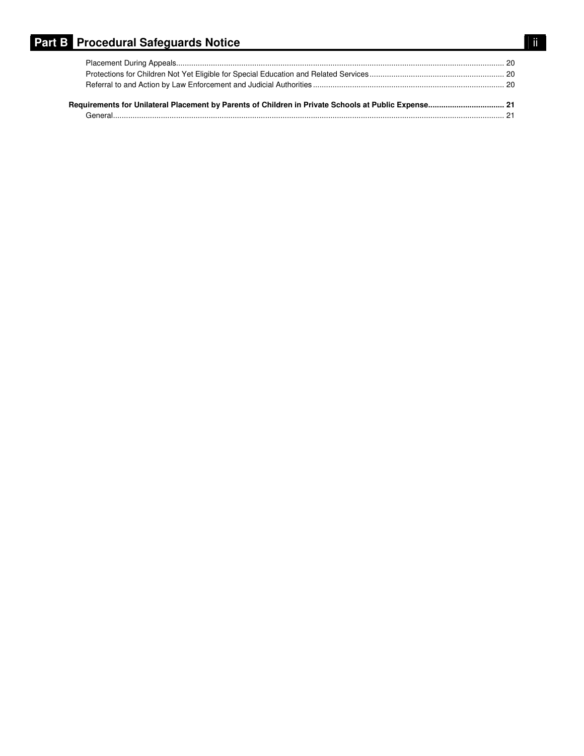Placement During Appeals ..... 20
Protections for Children Not Yet Eligible for Special Education and Related Services ..... 20
Referral to and Action by Law Enforcement and Judicial Authorities ..... 20

**Requirements for Unilateral Placement by Parents of Children in Private Schools at Public Expense ..... 21**
General ..... 21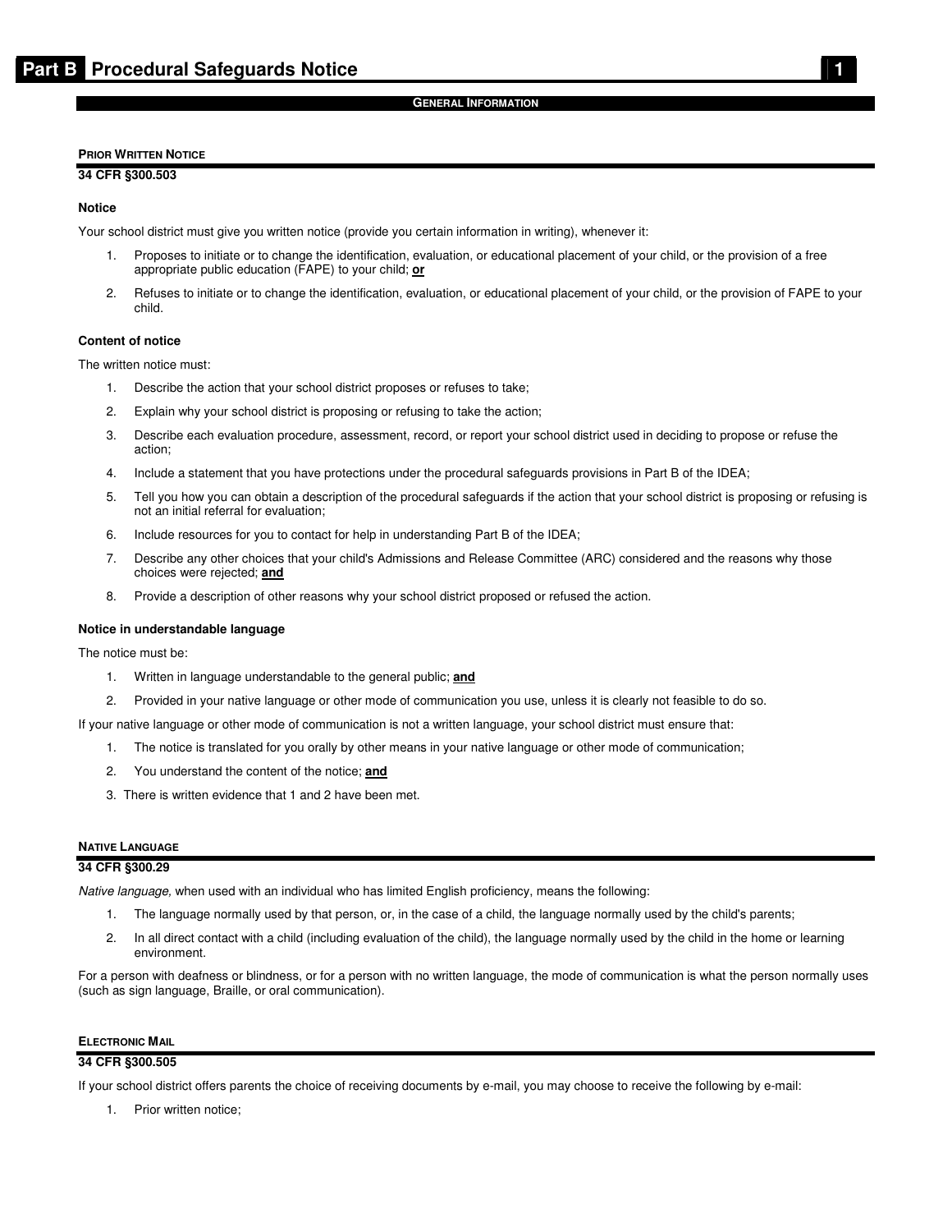# Part B Procedural Safeguards Notice

## General Information

### Prior Written Notice

**34 CFR §300.503**

**Notice**

Your school district must give you written notice (provide you certain information in writing), whenever it:

1. Proposes to initiate or to change the identification, evaluation, or educational placement of your child, or the provision of a free appropriate public education (FAPE) to your child; **or**
2. Refuses to initiate or to change the identification, evaluation, or educational placement of your child, or the provision of FAPE to your child.

**Content of notice**

The written notice must:

1. Describe the action that your school district proposes or refuses to take;
2. Explain why your school district is proposing or refusing to take the action;
3. Describe each evaluation procedure, assessment, record, or report your school district used in deciding to propose or refuse the action;
4. Include a statement that you have protections under the procedural safeguards provisions in Part B of the IDEA;
5. Tell you how you can obtain a description of the procedural safeguards if the action that your school district is proposing or refusing is not an initial referral for evaluation;
6. Include resources for you to contact for help in understanding Part B of the IDEA;
7. Describe any other choices that your child's Admissions and Release Committee (ARC) considered and the reasons why those choices were rejected; **and**
8. Provide a description of other reasons why your school district proposed or refused the action.

**Notice in understandable language**

The notice must be:

1. Written in language understandable to the general public; **and**
2. Provided in your native language or other mode of communication you use, unless it is clearly not feasible to do so.

If your native language or other mode of communication is not a written language, your school district must ensure that:

1. The notice is translated for you orally by other means in your native language or other mode of communication;
2. You understand the content of the notice; **and**
3. There is written evidence that 1 and 2 have been met.

### Native Language

**34 CFR §300.29**

*Native language,* when used with an individual who has limited English proficiency, means the following:

1. The language normally used by that person, or, in the case of a child, the language normally used by the child's parents;
2. In all direct contact with a child (including evaluation of the child), the language normally used by the child in the home or learning environment.

For a person with deafness or blindness, or for a person with no written language, the mode of communication is what the person normally uses (such as sign language, Braille, or oral communication).

### Electronic Mail

**34 CFR §300.505**

If your school district offers parents the choice of receiving documents by e-mail, you may choose to receive the following by e-mail:

1. Prior written notice;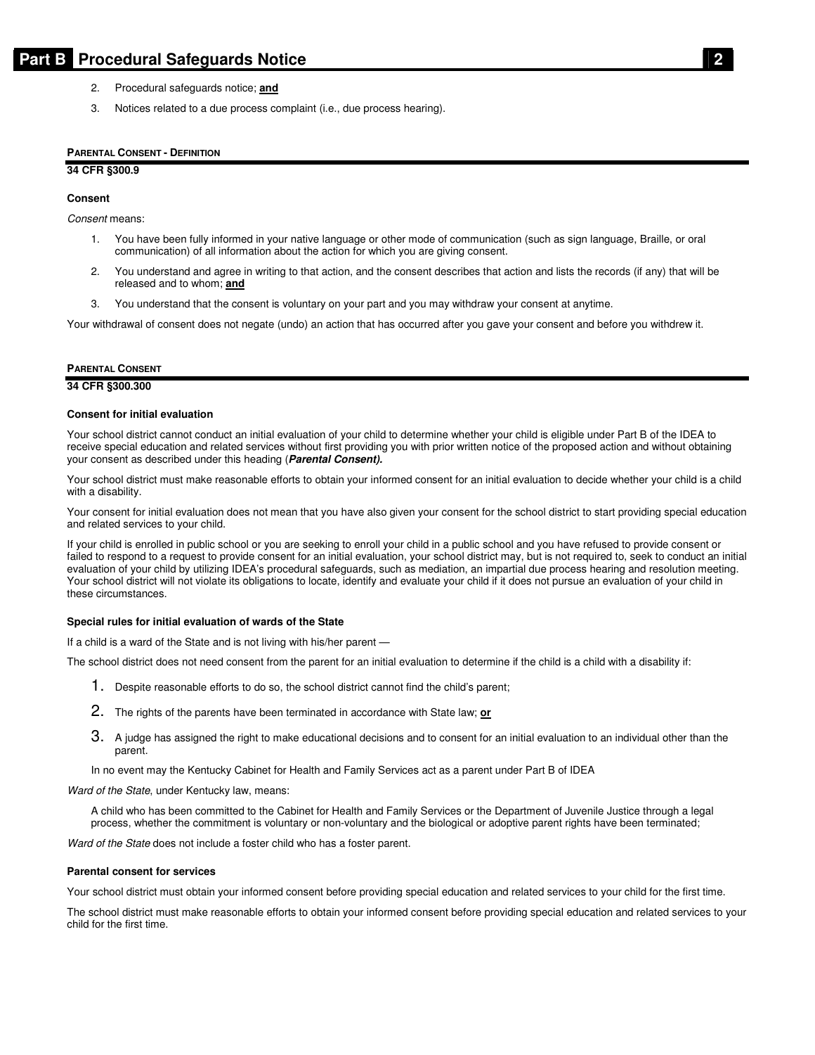2. Procedural safeguards notice; **and**
3. Notices related to a due process complaint (i.e., due process hearing).

## PARENTAL CONSENT - DEFINITION

**34 CFR §300.9**

### Consent

*Consent* means:

1. You have been fully informed in your native language or other mode of communication (such as sign language, Braille, or oral communication) of all information about the action for which you are giving consent.
2. You understand and agree in writing to that action, and the consent describes that action and lists the records (if any) that will be released and to whom; **and**
3. You understand that the consent is voluntary on your part and you may withdraw your consent at anytime.

Your withdrawal of consent does not negate (undo) an action that has occurred after you gave your consent and before you withdrew it.

## PARENTAL CONSENT

**34 CFR §300.300**

### Consent for initial evaluation

Your school district cannot conduct an initial evaluation of your child to determine whether your child is eligible under Part B of the IDEA to receive special education and related services without first providing you with prior written notice of the proposed action and without obtaining your consent as described under this heading (***Parental Consent).***

Your school district must make reasonable efforts to obtain your informed consent for an initial evaluation to decide whether your child is a child with a disability.

Your consent for initial evaluation does not mean that you have also given your consent for the school district to start providing special education and related services to your child.

If your child is enrolled in public school or you are seeking to enroll your child in a public school and you have refused to provide consent or failed to respond to a request to provide consent for an initial evaluation, your school district may, but is not required to, seek to conduct an initial evaluation of your child by utilizing IDEA's procedural safeguards, such as mediation, an impartial due process hearing and resolution meeting. Your school district will not violate its obligations to locate, identify and evaluate your child if it does not pursue an evaluation of your child in these circumstances.

### Special rules for initial evaluation of wards of the State

If a child is a ward of the State and is not living with his/her parent —

The school district does not need consent from the parent for an initial evaluation to determine if the child is a child with a disability if:

1. Despite reasonable efforts to do so, the school district cannot find the child's parent;
2. The rights of the parents have been terminated in accordance with State law; **or**
3. A judge has assigned the right to make educational decisions and to consent for an initial evaluation to an individual other than the parent.

In no event may the Kentucky Cabinet for Health and Family Services act as a parent under Part B of IDEA

*Ward of the State*, under Kentucky law, means:

A child who has been committed to the Cabinet for Health and Family Services or the Department of Juvenile Justice through a legal process, whether the commitment is voluntary or non-voluntary and the biological or adoptive parent rights have been terminated;

*Ward of the State* does not include a foster child who has a foster parent.

### Parental consent for services

Your school district must obtain your informed consent before providing special education and related services to your child for the first time.

The school district must make reasonable efforts to obtain your informed consent before providing special education and related services to your child for the first time.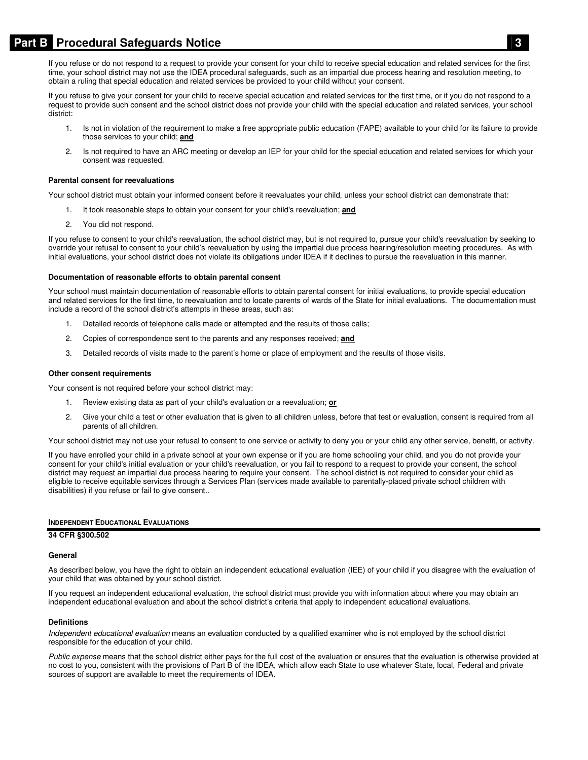If you refuse or do not respond to a request to provide your consent for your child to receive special education and related services for the first time, your school district may not use the IDEA procedural safeguards, such as an impartial due process hearing and resolution meeting, to obtain a ruling that special education and related services be provided to your child without your consent.

If you refuse to give your consent for your child to receive special education and related services for the first time, or if you do not respond to a request to provide such consent and the school district does not provide your child with the special education and related services, your school district:

1. Is not in violation of the requirement to make a free appropriate public education (FAPE) available to your child for its failure to provide those services to your child; **and**
2. Is not required to have an ARC meeting or develop an IEP for your child for the special education and related services for which your consent was requested.

**Parental consent for reevaluations**

Your school district must obtain your informed consent before it reevaluates your child, unless your school district can demonstrate that:

1. It took reasonable steps to obtain your consent for your child's reevaluation; **and**
2. You did not respond.

If you refuse to consent to your child's reevaluation, the school district may, but is not required to, pursue your child's reevaluation by seeking to override your refusal to consent to your child's reevaluation by using the impartial due process hearing/resolution meeting procedures. As with initial evaluations, your school district does not violate its obligations under IDEA if it declines to pursue the reevaluation in this manner.

**Documentation of reasonable efforts to obtain parental consent**

Your school must maintain documentation of reasonable efforts to obtain parental consent for initial evaluations, to provide special education and related services for the first time, to reevaluation and to locate parents of wards of the State for initial evaluations. The documentation must include a record of the school district's attempts in these areas, such as:

1. Detailed records of telephone calls made or attempted and the results of those calls;
2. Copies of correspondence sent to the parents and any responses received; **and**
3. Detailed records of visits made to the parent's home or place of employment and the results of those visits.

**Other consent requirements**

Your consent is not required before your school district may:

1. Review existing data as part of your child's evaluation or a reevaluation; **or**
2. Give your child a test or other evaluation that is given to all children unless, before that test or evaluation, consent is required from all parents of all children.

Your school district may not use your refusal to consent to one service or activity to deny you or your child any other service, benefit, or activity.

If you have enrolled your child in a private school at your own expense or if you are home schooling your child, and you do not provide your consent for your child's initial evaluation or your child's reevaluation, or you fail to respond to a request to provide your consent, the school district may request an impartial due process hearing to require your consent. The school district is not required to consider your child as eligible to receive equitable services through a Services Plan (services made available to parentally-placed private school children with disabilities) if you refuse or fail to give consent..

## INDEPENDENT EDUCATIONAL EVALUATIONS

**34 CFR §300.502**

**General**

As described below, you have the right to obtain an independent educational evaluation (IEE) of your child if you disagree with the evaluation of your child that was obtained by your school district.

If you request an independent educational evaluation, the school district must provide you with information about where you may obtain an independent educational evaluation and about the school district's criteria that apply to independent educational evaluations.

**Definitions**

*Independent educational evaluation* means an evaluation conducted by a qualified examiner who is not employed by the school district responsible for the education of your child.

*Public expense* means that the school district either pays for the full cost of the evaluation or ensures that the evaluation is otherwise provided at no cost to you, consistent with the provisions of Part B of the IDEA, which allow each State to use whatever State, local, Federal and private sources of support are available to meet the requirements of IDEA.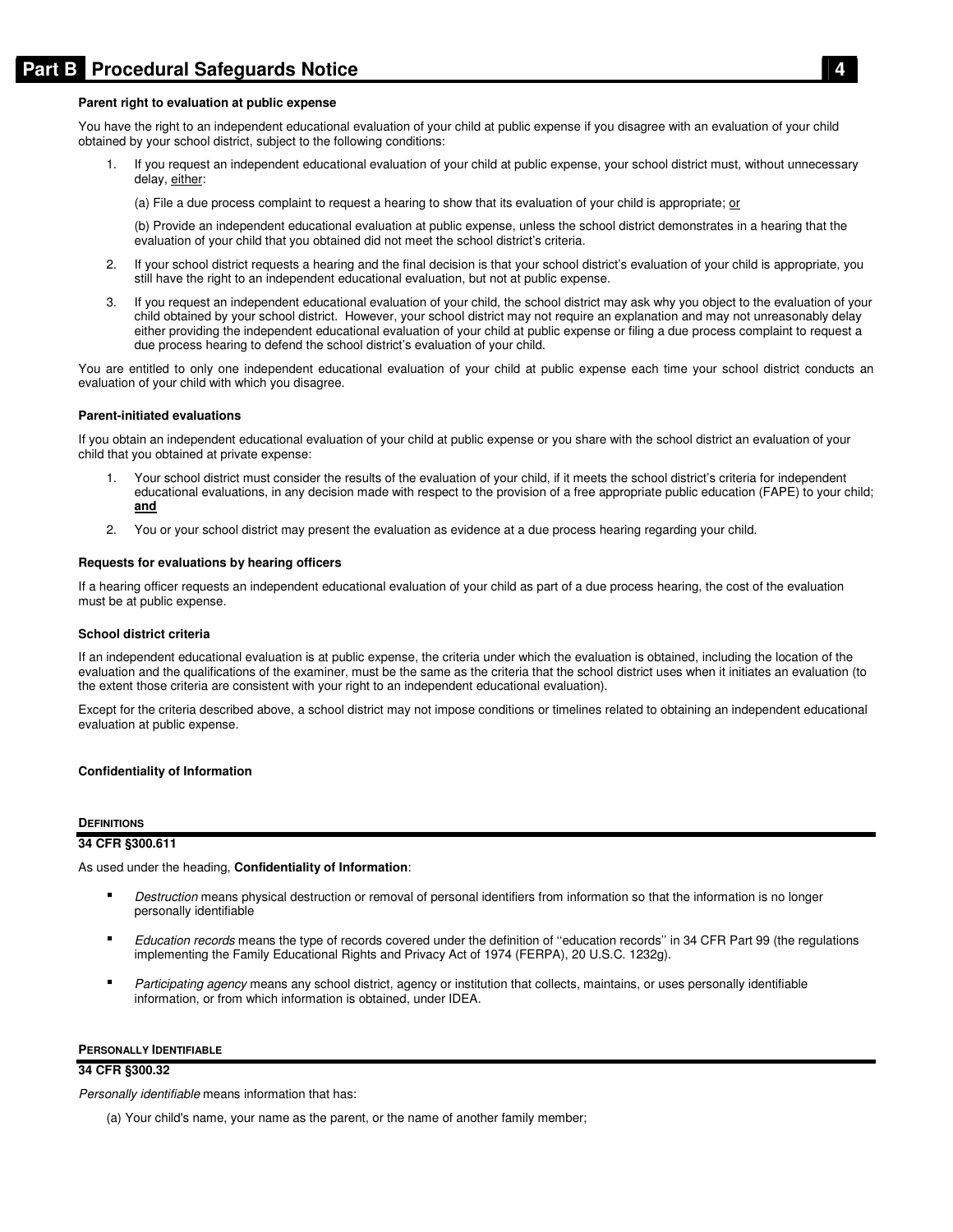**Parent right to evaluation at public expense**

You have the right to an independent educational evaluation of your child at public expense if you disagree with an evaluation of your child obtained by your school district, subject to the following conditions:

1. If you request an independent educational evaluation of your child at public expense, your school district must, without unnecessary delay, either:

   (a) File a due process complaint to request a hearing to show that its evaluation of your child is appropriate; or

   (b) Provide an independent educational evaluation at public expense, unless the school district demonstrates in a hearing that the evaluation of your child that you obtained did not meet the school district's criteria.

2. If your school district requests a hearing and the final decision is that your school district's evaluation of your child is appropriate, you still have the right to an independent educational evaluation, but not at public expense.

3. If you request an independent educational evaluation of your child, the school district may ask why you object to the evaluation of your child obtained by your school district. However, your school district may not require an explanation and may not unreasonably delay either providing the independent educational evaluation of your child at public expense or filing a due process complaint to request a due process hearing to defend the school district's evaluation of your child.

You are entitled to only one independent educational evaluation of your child at public expense each time your school district conducts an evaluation of your child with which you disagree.

**Parent-initiated evaluations**

If you obtain an independent educational evaluation of your child at public expense or you share with the school district an evaluation of your child that you obtained at private expense:

1. Your school district must consider the results of the evaluation of your child, if it meets the school district's criteria for independent educational evaluations, in any decision made with respect to the provision of a free appropriate public education (FAPE) to your child; **and**

2. You or your school district may present the evaluation as evidence at a due process hearing regarding your child.

**Requests for evaluations by hearing officers**

If a hearing officer requests an independent educational evaluation of your child as part of a due process hearing, the cost of the evaluation must be at public expense.

**School district criteria**

If an independent educational evaluation is at public expense, the criteria under which the evaluation is obtained, including the location of the evaluation and the qualifications of the examiner, must be the same as the criteria that the school district uses when it initiates an evaluation (to the extent those criteria are consistent with your right to an independent educational evaluation).

Except for the criteria described above, a school district may not impose conditions or timelines related to obtaining an independent educational evaluation at public expense.

## Confidentiality of Information

### DEFINITIONS

**34 CFR §300.611**

As used under the heading, **Confidentiality of Information**:

- *Destruction* means physical destruction or removal of personal identifiers from information so that the information is no longer personally identifiable
- *Education records* means the type of records covered under the definition of ''education records'' in 34 CFR Part 99 (the regulations implementing the Family Educational Rights and Privacy Act of 1974 (FERPA), 20 U.S.C. 1232g).
- *Participating agency* means any school district, agency or institution that collects, maintains, or uses personally identifiable information, or from which information is obtained, under IDEA.

### PERSONALLY IDENTIFIABLE

**34 CFR §300.32**

*Personally identifiable* means information that has:

(a) Your child's name, your name as the parent, or the name of another family member;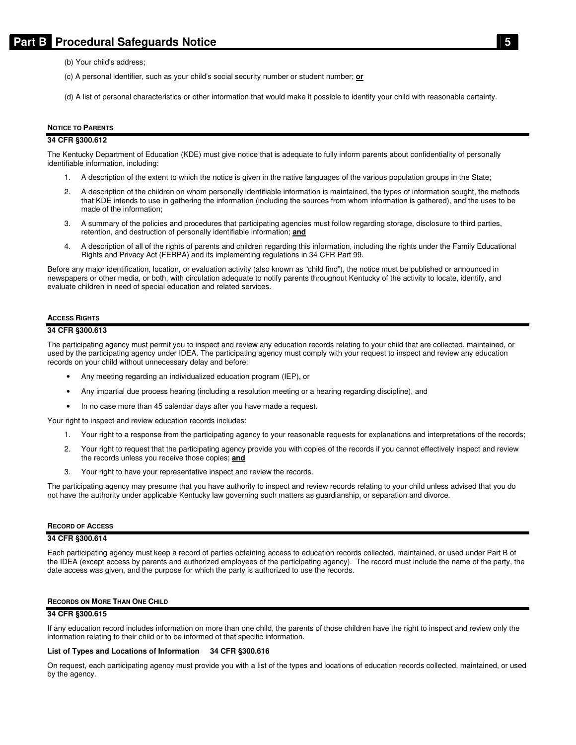(b) Your child's address;

(c) A personal identifier, such as your child's social security number or student number; **or**

(d) A list of personal characteristics or other information that would make it possible to identify your child with reasonable certainty.

### Notice to Parents

**34 CFR §300.612**

The Kentucky Department of Education (KDE) must give notice that is adequate to fully inform parents about confidentiality of personally identifiable information, including:

1. A description of the extent to which the notice is given in the native languages of the various population groups in the State;
2. A description of the children on whom personally identifiable information is maintained, the types of information sought, the methods that KDE intends to use in gathering the information (including the sources from whom information is gathered), and the uses to be made of the information;
3. A summary of the policies and procedures that participating agencies must follow regarding storage, disclosure to third parties, retention, and destruction of personally identifiable information; **and**
4. A description of all of the rights of parents and children regarding this information, including the rights under the Family Educational Rights and Privacy Act (FERPA) and its implementing regulations in 34 CFR Part 99.

Before any major identification, location, or evaluation activity (also known as "child find"), the notice must be published or announced in newspapers or other media, or both, with circulation adequate to notify parents throughout Kentucky of the activity to locate, identify, and evaluate children in need of special education and related services.

### Access Rights

**34 CFR §300.613**

The participating agency must permit you to inspect and review any education records relating to your child that are collected, maintained, or used by the participating agency under IDEA. The participating agency must comply with your request to inspect and review any education records on your child without unnecessary delay and before:

- Any meeting regarding an individualized education program (IEP), or
- Any impartial due process hearing (including a resolution meeting or a hearing regarding discipline), and
- In no case more than 45 calendar days after you have made a request.

Your right to inspect and review education records includes:

1. Your right to a response from the participating agency to your reasonable requests for explanations and interpretations of the records;
2. Your right to request that the participating agency provide you with copies of the records if you cannot effectively inspect and review the records unless you receive those copies; **and**
3. Your right to have your representative inspect and review the records.

The participating agency may presume that you have authority to inspect and review records relating to your child unless advised that you do not have the authority under applicable Kentucky law governing such matters as guardianship, or separation and divorce.

### Record of Access

**34 CFR §300.614**

Each participating agency must keep a record of parties obtaining access to education records collected, maintained, or used under Part B of the IDEA (except access by parents and authorized employees of the participating agency). The record must include the name of the party, the date access was given, and the purpose for which the party is authorized to use the records.

### Records on More Than One Child

**34 CFR §300.615**

If any education record includes information on more than one child, the parents of those children have the right to inspect and review only the information relating to their child or to be informed of that specific information.

**List of Types and Locations of Information 34 CFR §300.616**

On request, each participating agency must provide you with a list of the types and locations of education records collected, maintained, or used by the agency.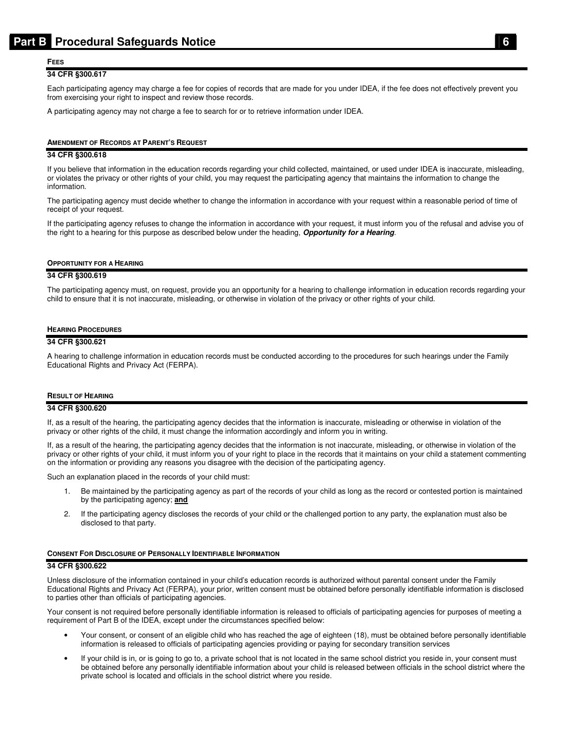#### FEES

**34 CFR §300.617**

Each participating agency may charge a fee for copies of records that are made for you under IDEA, if the fee does not effectively prevent you from exercising your right to inspect and review those records.

A participating agency may not charge a fee to search for or to retrieve information under IDEA.

#### AMENDMENT OF RECORDS AT PARENT'S REQUEST

**34 CFR §300.618**

If you believe that information in the education records regarding your child collected, maintained, or used under IDEA is inaccurate, misleading, or violates the privacy or other rights of your child, you may request the participating agency that maintains the information to change the information.

The participating agency must decide whether to change the information in accordance with your request within a reasonable period of time of receipt of your request.

If the participating agency refuses to change the information in accordance with your request, it must inform you of the refusal and advise you of the right to a hearing for this purpose as described below under the heading, ***Opportunity for a Hearing***.

#### OPPORTUNITY FOR A HEARING

**34 CFR §300.619**

The participating agency must, on request, provide you an opportunity for a hearing to challenge information in education records regarding your child to ensure that it is not inaccurate, misleading, or otherwise in violation of the privacy or other rights of your child.

#### HEARING PROCEDURES

**34 CFR §300.621**

A hearing to challenge information in education records must be conducted according to the procedures for such hearings under the Family Educational Rights and Privacy Act (FERPA).

#### RESULT OF HEARING

**34 CFR §300.620**

If, as a result of the hearing, the participating agency decides that the information is inaccurate, misleading or otherwise in violation of the privacy or other rights of the child, it must change the information accordingly and inform you in writing.

If, as a result of the hearing, the participating agency decides that the information is not inaccurate, misleading, or otherwise in violation of the privacy or other rights of your child, it must inform you of your right to place in the records that it maintains on your child a statement commenting on the information or providing any reasons you disagree with the decision of the participating agency.

Such an explanation placed in the records of your child must:

1. Be maintained by the participating agency as part of the records of your child as long as the record or contested portion is maintained by the participating agency; **and**
2. If the participating agency discloses the records of your child or the challenged portion to any party, the explanation must also be disclosed to that party.

#### CONSENT FOR DISCLOSURE OF PERSONALLY IDENTIFIABLE INFORMATION

**34 CFR §300.622**

Unless disclosure of the information contained in your child's education records is authorized without parental consent under the Family Educational Rights and Privacy Act (FERPA), your prior, written consent must be obtained before personally identifiable information is disclosed to parties other than officials of participating agencies.

Your consent is not required before personally identifiable information is released to officials of participating agencies for purposes of meeting a requirement of Part B of the IDEA, except under the circumstances specified below:

- Your consent, or consent of an eligible child who has reached the age of eighteen (18), must be obtained before personally identifiable information is released to officials of participating agencies providing or paying for secondary transition services
- If your child is in, or is going to go to, a private school that is not located in the same school district you reside in, your consent must be obtained before any personally identifiable information about your child is released between officials in the school district where the private school is located and officials in the school district where you reside.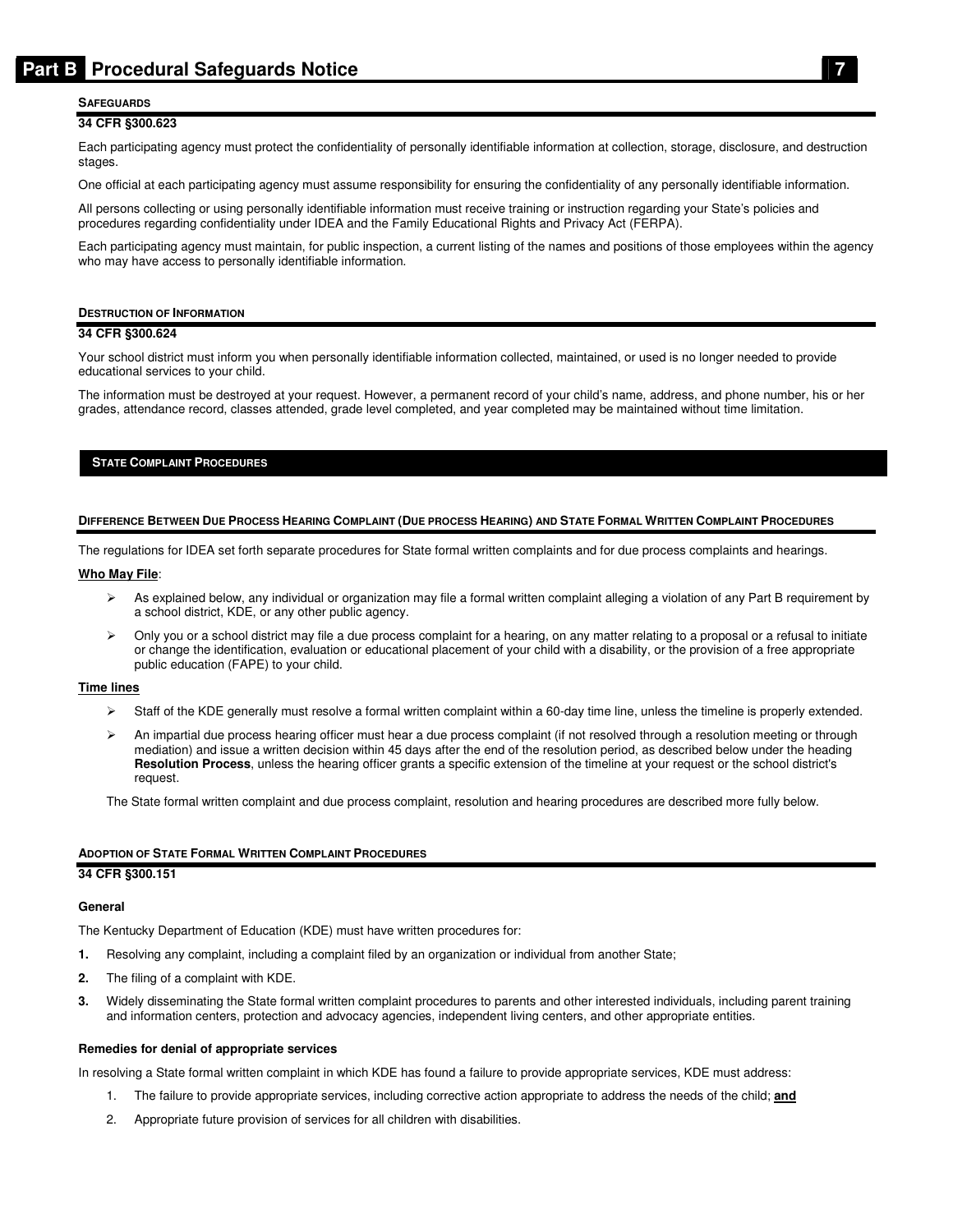## SAFEGUARDS

**34 CFR §300.623**

Each participating agency must protect the confidentiality of personally identifiable information at collection, storage, disclosure, and destruction stages.

One official at each participating agency must assume responsibility for ensuring the confidentiality of any personally identifiable information.

All persons collecting or using personally identifiable information must receive training or instruction regarding your State's policies and procedures regarding confidentiality under IDEA and the Family Educational Rights and Privacy Act (FERPA).

Each participating agency must maintain, for public inspection, a current listing of the names and positions of those employees within the agency who may have access to personally identifiable information.

## DESTRUCTION OF INFORMATION

**34 CFR §300.624**

Your school district must inform you when personally identifiable information collected, maintained, or used is no longer needed to provide educational services to your child.

The information must be destroyed at your request. However, a permanent record of your child's name, address, and phone number, his or her grades, attendance record, classes attended, grade level completed, and year completed may be maintained without time limitation.

# STATE COMPLAINT PROCEDURES

## DIFFERENCE BETWEEN DUE PROCESS HEARING COMPLAINT (DUE PROCESS HEARING) AND STATE FORMAL WRITTEN COMPLAINT PROCEDURES

The regulations for IDEA set forth separate procedures for State formal written complaints and for due process complaints and hearings.

**Who May File**:

- As explained below, any individual or organization may file a formal written complaint alleging a violation of any Part B requirement by a school district, KDE, or any other public agency.
- Only you or a school district may file a due process complaint for a hearing, on any matter relating to a proposal or a refusal to initiate or change the identification, evaluation or educational placement of your child with a disability, or the provision of a free appropriate public education (FAPE) to your child.

**Time lines**

- Staff of the KDE generally must resolve a formal written complaint within a 60-day time line, unless the timeline is properly extended.
- An impartial due process hearing officer must hear a due process complaint (if not resolved through a resolution meeting or through mediation) and issue a written decision within 45 days after the end of the resolution period, as described below under the heading **Resolution Process**, unless the hearing officer grants a specific extension of the timeline at your request or the school district's request.

The State formal written complaint and due process complaint, resolution and hearing procedures are described more fully below.

## ADOPTION OF STATE FORMAL WRITTEN COMPLAINT PROCEDURES

**34 CFR §300.151**

### General

The Kentucky Department of Education (KDE) must have written procedures for:

1. Resolving any complaint, including a complaint filed by an organization or individual from another State;
2. The filing of a complaint with KDE.
3. Widely disseminating the State formal written complaint procedures to parents and other interested individuals, including parent training and information centers, protection and advocacy agencies, independent living centers, and other appropriate entities.

### Remedies for denial of appropriate services

In resolving a State formal written complaint in which KDE has found a failure to provide appropriate services, KDE must address:

1. The failure to provide appropriate services, including corrective action appropriate to address the needs of the child; **and**
2. Appropriate future provision of services for all children with disabilities.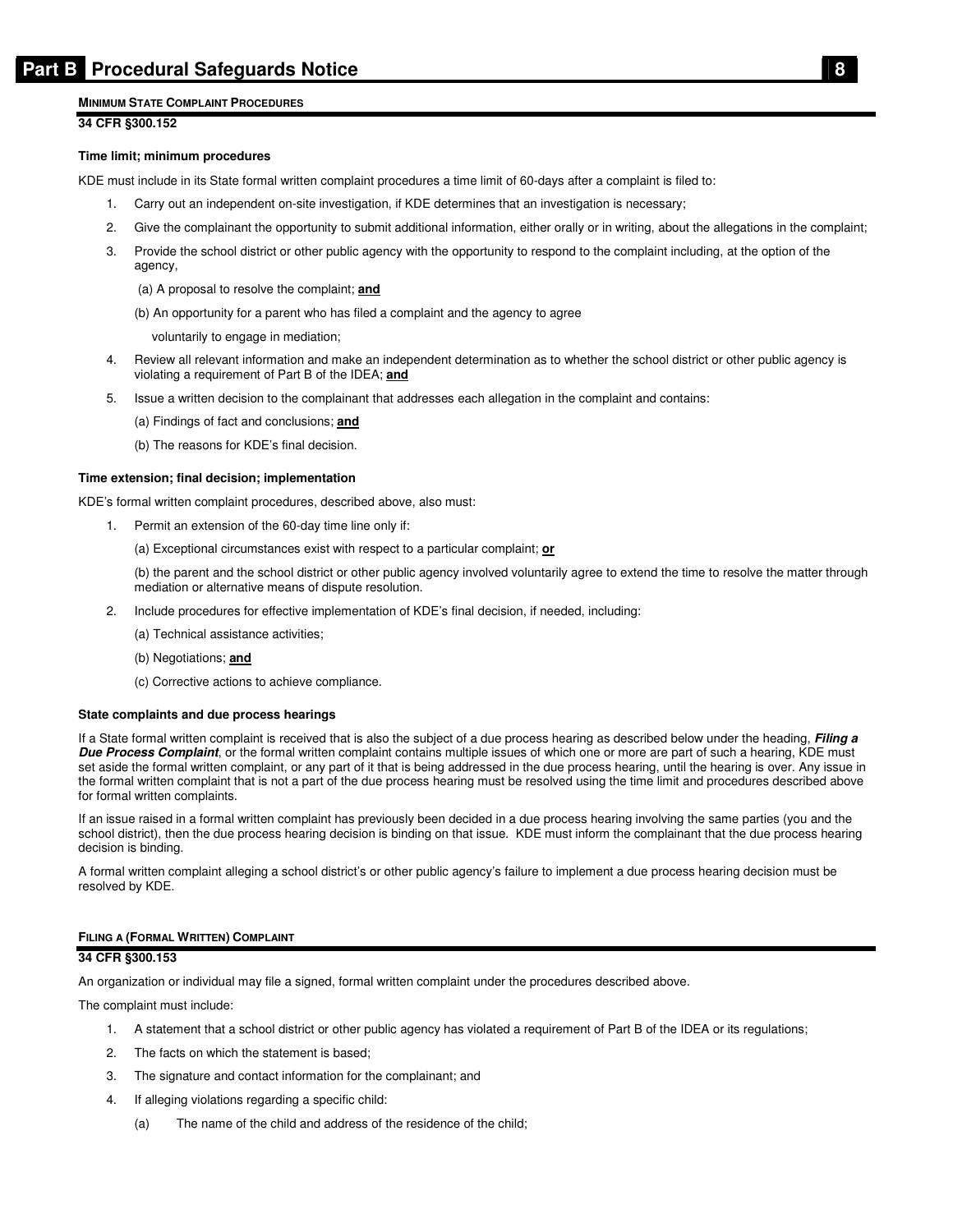## MINIMUM STATE COMPLAINT PROCEDURES

**34 CFR §300.152**

### Time limit; minimum procedures

KDE must include in its State formal written complaint procedures a time limit of 60-days after a complaint is filed to:

1. Carry out an independent on-site investigation, if KDE determines that an investigation is necessary;
2. Give the complainant the opportunity to submit additional information, either orally or in writing, about the allegations in the complaint;
3. Provide the school district or other public agency with the opportunity to respond to the complaint including, at the option of the agency,

   (a) A proposal to resolve the complaint; **and**

   (b) An opportunity for a parent who has filed a complaint and the agency to agree voluntarily to engage in mediation;

4. Review all relevant information and make an independent determination as to whether the school district or other public agency is violating a requirement of Part B of the IDEA; **and**
5. Issue a written decision to the complainant that addresses each allegation in the complaint and contains:

   (a) Findings of fact and conclusions; **and**

   (b) The reasons for KDE's final decision.

### Time extension; final decision; implementation

KDE's formal written complaint procedures, described above, also must:

1. Permit an extension of the 60-day time line only if:

   (a) Exceptional circumstances exist with respect to a particular complaint; **or**

   (b) the parent and the school district or other public agency involved voluntarily agree to extend the time to resolve the matter through mediation or alternative means of dispute resolution.

2. Include procedures for effective implementation of KDE's final decision, if needed, including:

   (a) Technical assistance activities;

   (b) Negotiations; **and**

   (c) Corrective actions to achieve compliance.

### State complaints and due process hearings

If a State formal written complaint is received that is also the subject of a due process hearing as described below under the heading, ***Filing a Due Process Complaint***, or the formal written complaint contains multiple issues of which one or more are part of such a hearing, KDE must set aside the formal written complaint, or any part of it that is being addressed in the due process hearing, until the hearing is over. Any issue in the formal written complaint that is not a part of the due process hearing must be resolved using the time limit and procedures described above for formal written complaints.

If an issue raised in a formal written complaint has previously been decided in a due process hearing involving the same parties (you and the school district), then the due process hearing decision is binding on that issue. KDE must inform the complainant that the due process hearing decision is binding.

A formal written complaint alleging a school district's or other public agency's failure to implement a due process hearing decision must be resolved by KDE.

## FILING A (FORMAL WRITTEN) COMPLAINT

**34 CFR §300.153**

An organization or individual may file a signed, formal written complaint under the procedures described above.

The complaint must include:

1. A statement that a school district or other public agency has violated a requirement of Part B of the IDEA or its regulations;
2. The facts on which the statement is based;
3. The signature and contact information for the complainant; and
4. If alleging violations regarding a specific child:

   (a) The name of the child and address of the residence of the child;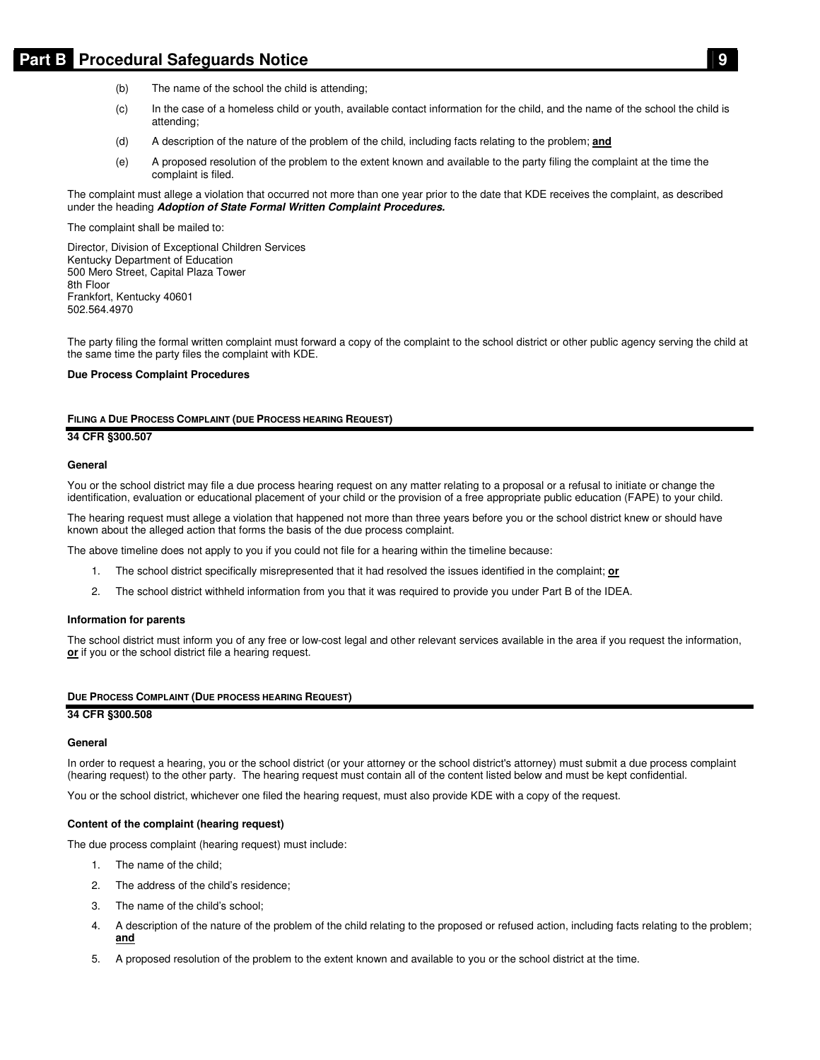(b) The name of the school the child is attending;

(c) In the case of a homeless child or youth, available contact information for the child, and the name of the school the child is attending;

(d) A description of the nature of the problem of the child, including facts relating to the problem; **and**

(e) A proposed resolution of the problem to the extent known and available to the party filing the complaint at the time the complaint is filed.

The complaint must allege a violation that occurred not more than one year prior to the date that KDE receives the complaint, as described under the heading ***Adoption of State Formal Written Complaint Procedures.***

The complaint shall be mailed to:

Director, Division of Exceptional Children Services
Kentucky Department of Education
500 Mero Street, Capital Plaza Tower
8th Floor
Frankfort, Kentucky 40601
502.564.4970

The party filing the formal written complaint must forward a copy of the complaint to the school district or other public agency serving the child at the same time the party files the complaint with KDE.

**Due Process Complaint Procedures**

## Filing a Due Process Complaint (due Process hearing Request)

**34 CFR §300.507**

### General

You or the school district may file a due process hearing request on any matter relating to a proposal or a refusal to initiate or change the identification, evaluation or educational placement of your child or the provision of a free appropriate public education (FAPE) to your child.

The hearing request must allege a violation that happened not more than three years before you or the school district knew or should have known about the alleged action that forms the basis of the due process complaint.

The above timeline does not apply to you if you could not file for a hearing within the timeline because:

1. The school district specifically misrepresented that it had resolved the issues identified in the complaint; **or**
2. The school district withheld information from you that it was required to provide you under Part B of the IDEA.

### Information for parents

The school district must inform you of any free or low-cost legal and other relevant services available in the area if you request the information, **or** if you or the school district file a hearing request.

## Due Process Complaint (Due process hearing Request)

**34 CFR §300.508**

### General

In order to request a hearing, you or the school district (or your attorney or the school district's attorney) must submit a due process complaint (hearing request) to the other party. The hearing request must contain all of the content listed below and must be kept confidential.

You or the school district, whichever one filed the hearing request, must also provide KDE with a copy of the request.

### Content of the complaint (hearing request)

The due process complaint (hearing request) must include:

1. The name of the child;
2. The address of the child's residence;
3. The name of the child's school;
4. A description of the nature of the problem of the child relating to the proposed or refused action, including facts relating to the problem; **and**
5. A proposed resolution of the problem to the extent known and available to you or the school district at the time.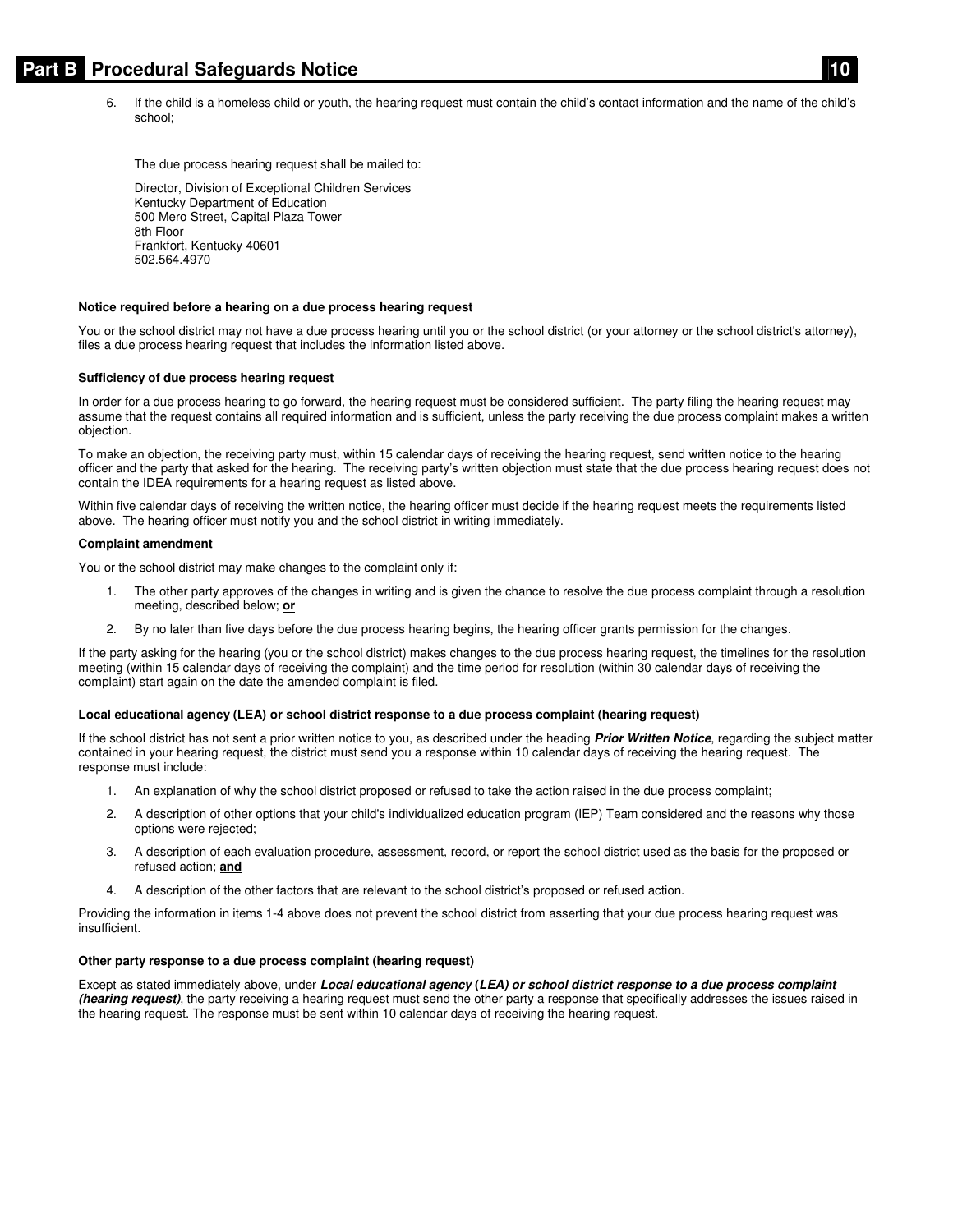6. If the child is a homeless child or youth, the hearing request must contain the child's contact information and the name of the child's school;

The due process hearing request shall be mailed to:

Director, Division of Exceptional Children Services
Kentucky Department of Education
500 Mero Street, Capital Plaza Tower
8th Floor
Frankfort, Kentucky 40601
502.564.4970

**Notice required before a hearing on a due process hearing request**

You or the school district may not have a due process hearing until you or the school district (or your attorney or the school district's attorney), files a due process hearing request that includes the information listed above.

**Sufficiency of due process hearing request**

In order for a due process hearing to go forward, the hearing request must be considered sufficient. The party filing the hearing request may assume that the request contains all required information and is sufficient, unless the party receiving the due process complaint makes a written objection.

To make an objection, the receiving party must, within 15 calendar days of receiving the hearing request, send written notice to the hearing officer and the party that asked for the hearing. The receiving party's written objection must state that the due process hearing request does not contain the IDEA requirements for a hearing request as listed above.

Within five calendar days of receiving the written notice, the hearing officer must decide if the hearing request meets the requirements listed above. The hearing officer must notify you and the school district in writing immediately.

**Complaint amendment**

You or the school district may make changes to the complaint only if:

1. The other party approves of the changes in writing and is given the chance to resolve the due process complaint through a resolution meeting, described below; **or**
2. By no later than five days before the due process hearing begins, the hearing officer grants permission for the changes.

If the party asking for the hearing (you or the school district) makes changes to the due process hearing request, the timelines for the resolution meeting (within 15 calendar days of receiving the complaint) and the time period for resolution (within 30 calendar days of receiving the complaint) start again on the date the amended complaint is filed.

**Local educational agency (LEA) or school district response to a due process complaint (hearing request)**

If the school district has not sent a prior written notice to you, as described under the heading ***Prior Written Notice***, regarding the subject matter contained in your hearing request, the district must send you a response within 10 calendar days of receiving the hearing request. The response must include:

1. An explanation of why the school district proposed or refused to take the action raised in the due process complaint;
2. A description of other options that your child's individualized education program (IEP) Team considered and the reasons why those options were rejected;
3. A description of each evaluation procedure, assessment, record, or report the school district used as the basis for the proposed or refused action; **and**
4. A description of the other factors that are relevant to the school district's proposed or refused action.

Providing the information in items 1-4 above does not prevent the school district from asserting that your due process hearing request was insufficient.

**Other party response to a due process complaint (hearing request)**

Except as stated immediately above, under ***Local educational agency (LEA) or school district response to a due process complaint (hearing request)***, the party receiving a hearing request must send the other party a response that specifically addresses the issues raised in the hearing request. The response must be sent within 10 calendar days of receiving the hearing request.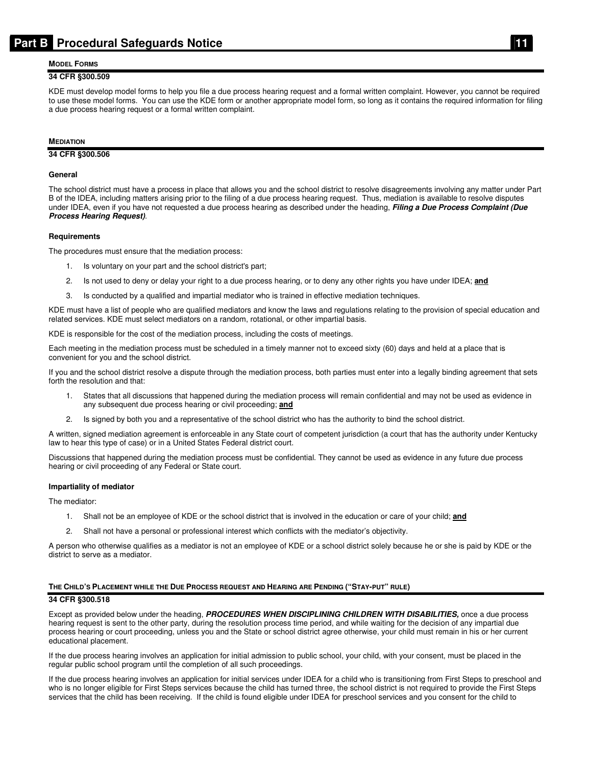## MODEL FORMS

**34 CFR §300.509**

KDE must develop model forms to help you file a due process hearing request and a formal written complaint. However, you cannot be required to use these model forms. You can use the KDE form or another appropriate model form, so long as it contains the required information for filing a due process hearing request or a formal written complaint.

## MEDIATION

**34 CFR §300.506**

### General

The school district must have a process in place that allows you and the school district to resolve disagreements involving any matter under Part B of the IDEA, including matters arising prior to the filing of a due process hearing request. Thus, mediation is available to resolve disputes under IDEA, even if you have not requested a due process hearing as described under the heading, ***Filing a Due Process Complaint (Due Process Hearing Request)***.

### Requirements

The procedures must ensure that the mediation process:

1. Is voluntary on your part and the school district's part;
2. Is not used to deny or delay your right to a due process hearing, or to deny any other rights you have under IDEA; **and**
3. Is conducted by a qualified and impartial mediator who is trained in effective mediation techniques.

KDE must have a list of people who are qualified mediators and know the laws and regulations relating to the provision of special education and related services. KDE must select mediators on a random, rotational, or other impartial basis.

KDE is responsible for the cost of the mediation process, including the costs of meetings.

Each meeting in the mediation process must be scheduled in a timely manner not to exceed sixty (60) days and held at a place that is convenient for you and the school district.

If you and the school district resolve a dispute through the mediation process, both parties must enter into a legally binding agreement that sets forth the resolution and that:

1. States that all discussions that happened during the mediation process will remain confidential and may not be used as evidence in any subsequent due process hearing or civil proceeding; **and**
2. Is signed by both you and a representative of the school district who has the authority to bind the school district.

A written, signed mediation agreement is enforceable in any State court of competent jurisdiction (a court that has the authority under Kentucky law to hear this type of case) or in a United States Federal district court.

Discussions that happened during the mediation process must be confidential. They cannot be used as evidence in any future due process hearing or civil proceeding of any Federal or State court.

### Impartiality of mediator

The mediator:

1. Shall not be an employee of KDE or the school district that is involved in the education or care of your child; **and**
2. Shall not have a personal or professional interest which conflicts with the mediator's objectivity.

A person who otherwise qualifies as a mediator is not an employee of KDE or a school district solely because he or she is paid by KDE or the district to serve as a mediator.

## THE CHILD'S PLACEMENT WHILE THE DUE PROCESS REQUEST AND HEARING ARE PENDING ("STAY-PUT" RULE)

**34 CFR §300.518**

Except as provided below under the heading, ***PROCEDURES WHEN DISCIPLINING CHILDREN WITH DISABILITIES,*** once a due process hearing request is sent to the other party, during the resolution process time period, and while waiting for the decision of any impartial due process hearing or court proceeding, unless you and the State or school district agree otherwise, your child must remain in his or her current educational placement.

If the due process hearing involves an application for initial admission to public school, your child, with your consent, must be placed in the regular public school program until the completion of all such proceedings.

If the due process hearing involves an application for initial services under IDEA for a child who is transitioning from First Steps to preschool and who is no longer eligible for First Steps services because the child has turned three, the school district is not required to provide the First Steps services that the child has been receiving. If the child is found eligible under IDEA for preschool services and you consent for the child to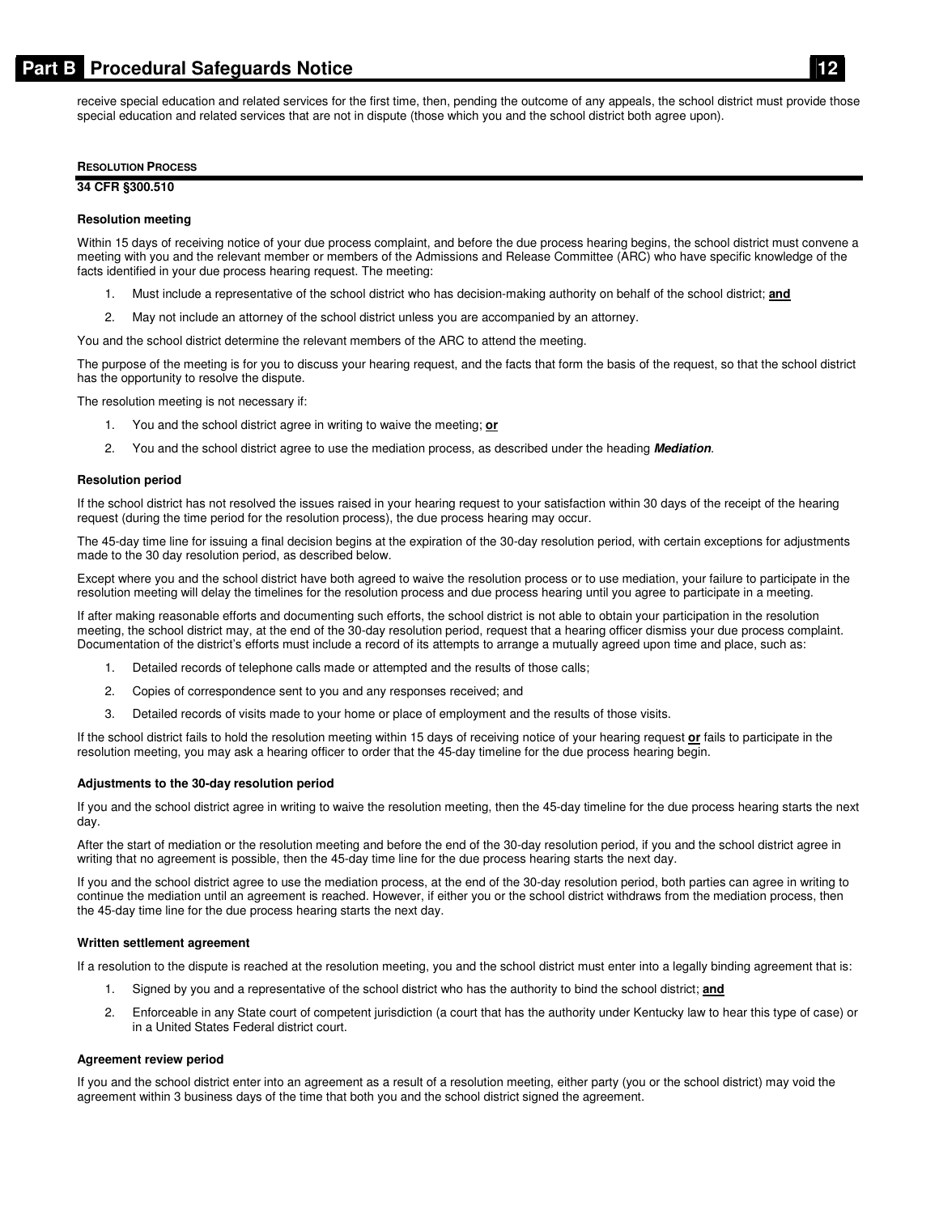receive special education and related services for the first time, then, pending the outcome of any appeals, the school district must provide those special education and related services that are not in dispute (those which you and the school district both agree upon).

## Resolution Process

**34 CFR §300.510**

### Resolution meeting

Within 15 days of receiving notice of your due process complaint, and before the due process hearing begins, the school district must convene a meeting with you and the relevant member or members of the Admissions and Release Committee (ARC) who have specific knowledge of the facts identified in your due process hearing request. The meeting:

1. Must include a representative of the school district who has decision-making authority on behalf of the school district; **and**
2. May not include an attorney of the school district unless you are accompanied by an attorney.

You and the school district determine the relevant members of the ARC to attend the meeting.

The purpose of the meeting is for you to discuss your hearing request, and the facts that form the basis of the request, so that the school district has the opportunity to resolve the dispute.

The resolution meeting is not necessary if:

1. You and the school district agree in writing to waive the meeting; **or**
2. You and the school district agree to use the mediation process, as described under the heading ***Mediation***.

### Resolution period

If the school district has not resolved the issues raised in your hearing request to your satisfaction within 30 days of the receipt of the hearing request (during the time period for the resolution process), the due process hearing may occur.

The 45-day time line for issuing a final decision begins at the expiration of the 30-day resolution period, with certain exceptions for adjustments made to the 30 day resolution period, as described below.

Except where you and the school district have both agreed to waive the resolution process or to use mediation, your failure to participate in the resolution meeting will delay the timelines for the resolution process and due process hearing until you agree to participate in a meeting.

If after making reasonable efforts and documenting such efforts, the school district is not able to obtain your participation in the resolution meeting, the school district may, at the end of the 30-day resolution period, request that a hearing officer dismiss your due process complaint. Documentation of the district's efforts must include a record of its attempts to arrange a mutually agreed upon time and place, such as:

1. Detailed records of telephone calls made or attempted and the results of those calls;
2. Copies of correspondence sent to you and any responses received; and
3. Detailed records of visits made to your home or place of employment and the results of those visits.

If the school district fails to hold the resolution meeting within 15 days of receiving notice of your hearing request **or** fails to participate in the resolution meeting, you may ask a hearing officer to order that the 45-day timeline for the due process hearing begin.

### Adjustments to the 30-day resolution period

If you and the school district agree in writing to waive the resolution meeting, then the 45-day timeline for the due process hearing starts the next day.

After the start of mediation or the resolution meeting and before the end of the 30-day resolution period, if you and the school district agree in writing that no agreement is possible, then the 45-day time line for the due process hearing starts the next day.

If you and the school district agree to use the mediation process, at the end of the 30-day resolution period, both parties can agree in writing to continue the mediation until an agreement is reached. However, if either you or the school district withdraws from the mediation process, then the 45-day time line for the due process hearing starts the next day.

### Written settlement agreement

If a resolution to the dispute is reached at the resolution meeting, you and the school district must enter into a legally binding agreement that is:

1. Signed by you and a representative of the school district who has the authority to bind the school district; **and**
2. Enforceable in any State court of competent jurisdiction (a court that has the authority under Kentucky law to hear this type of case) or in a United States Federal district court.

### Agreement review period

If you and the school district enter into an agreement as a result of a resolution meeting, either party (you or the school district) may void the agreement within 3 business days of the time that both you and the school district signed the agreement.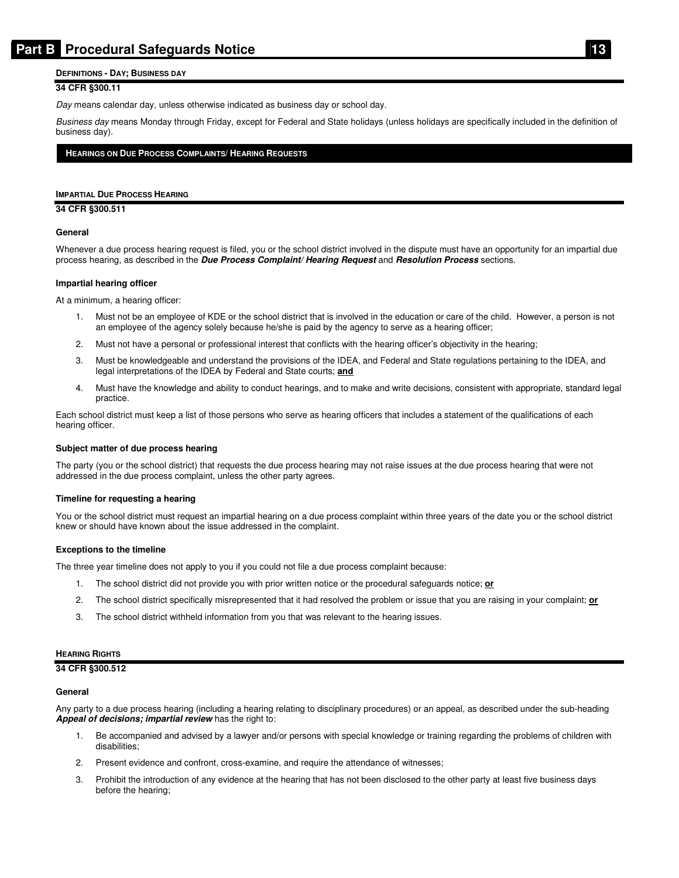### DEFINITIONS - DAY; BUSINESS DAY

**34 CFR §300.11**

*Day* means calendar day, unless otherwise indicated as business day or school day.

*Business day* means Monday through Friday, except for Federal and State holidays (unless holidays are specifically included in the definition of business day).

## HEARINGS ON DUE PROCESS COMPLAINTS/ HEARING REQUESTS

### IMPARTIAL DUE PROCESS HEARING

**34 CFR §300.511**

#### General

Whenever a due process hearing request is filed, you or the school district involved in the dispute must have an opportunity for an impartial due process hearing, as described in the ***Due Process Complaint/ Hearing Request*** and ***Resolution Process*** sections.

#### Impartial hearing officer

At a minimum, a hearing officer:

1. Must not be an employee of KDE or the school district that is involved in the education or care of the child. However, a person is not an employee of the agency solely because he/she is paid by the agency to serve as a hearing officer;
2. Must not have a personal or professional interest that conflicts with the hearing officer's objectivity in the hearing;
3. Must be knowledgeable and understand the provisions of the IDEA, and Federal and State regulations pertaining to the IDEA, and legal interpretations of the IDEA by Federal and State courts; **and**
4. Must have the knowledge and ability to conduct hearings, and to make and write decisions, consistent with appropriate, standard legal practice.

Each school district must keep a list of those persons who serve as hearing officers that includes a statement of the qualifications of each hearing officer.

#### Subject matter of due process hearing

The party (you or the school district) that requests the due process hearing may not raise issues at the due process hearing that were not addressed in the due process complaint, unless the other party agrees.

#### Timeline for requesting a hearing

You or the school district must request an impartial hearing on a due process complaint within three years of the date you or the school district knew or should have known about the issue addressed in the complaint.

#### Exceptions to the timeline

The three year timeline does not apply to you if you could not file a due process complaint because:

1. The school district did not provide you with prior written notice or the procedural safeguards notice; **or**
2. The school district specifically misrepresented that it had resolved the problem or issue that you are raising in your complaint; **or**
3. The school district withheld information from you that was relevant to the hearing issues.

### HEARING RIGHTS

**34 CFR §300.512**

#### General

Any party to a due process hearing (including a hearing relating to disciplinary procedures) or an appeal, as described under the sub-heading ***Appeal of decisions; impartial review*** has the right to:

1. Be accompanied and advised by a lawyer and/or persons with special knowledge or training regarding the problems of children with disabilities;
2. Present evidence and confront, cross-examine, and require the attendance of witnesses;
3. Prohibit the introduction of any evidence at the hearing that has not been disclosed to the other party at least five business days before the hearing;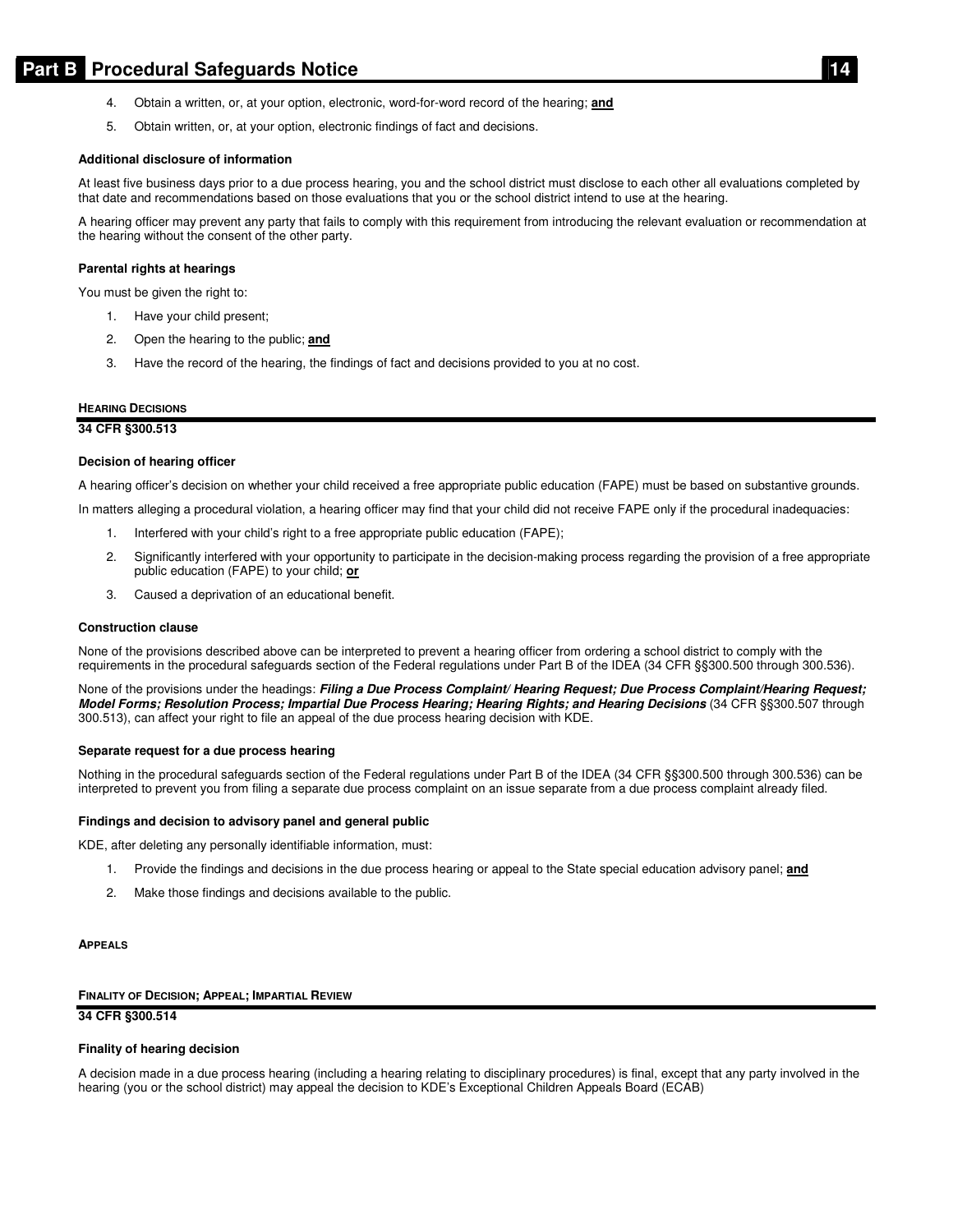4. Obtain a written, or, at your option, electronic, word-for-word record of the hearing; **and**
5. Obtain written, or, at your option, electronic findings of fact and decisions.

**Additional disclosure of information**

At least five business days prior to a due process hearing, you and the school district must disclose to each other all evaluations completed by that date and recommendations based on those evaluations that you or the school district intend to use at the hearing.

A hearing officer may prevent any party that fails to comply with this requirement from introducing the relevant evaluation or recommendation at the hearing without the consent of the other party.

**Parental rights at hearings**

You must be given the right to:

1. Have your child present;
2. Open the hearing to the public; **and**
3. Have the record of the hearing, the findings of fact and decisions provided to you at no cost.

## HEARING DECISIONS

**34 CFR §300.513**

**Decision of hearing officer**

A hearing officer's decision on whether your child received a free appropriate public education (FAPE) must be based on substantive grounds.

In matters alleging a procedural violation, a hearing officer may find that your child did not receive FAPE only if the procedural inadequacies:

1. Interfered with your child's right to a free appropriate public education (FAPE);
2. Significantly interfered with your opportunity to participate in the decision-making process regarding the provision of a free appropriate public education (FAPE) to your child; **or**
3. Caused a deprivation of an educational benefit.

**Construction clause**

None of the provisions described above can be interpreted to prevent a hearing officer from ordering a school district to comply with the requirements in the procedural safeguards section of the Federal regulations under Part B of the IDEA (34 CFR §§300.500 through 300.536).

None of the provisions under the headings: ***Filing a Due Process Complaint/ Hearing Request; Due Process Complaint/Hearing Request; Model Forms; Resolution Process; Impartial Due Process Hearing; Hearing Rights; and Hearing Decisions*** (34 CFR §§300.507 through 300.513), can affect your right to file an appeal of the due process hearing decision with KDE.

**Separate request for a due process hearing**

Nothing in the procedural safeguards section of the Federal regulations under Part B of the IDEA (34 CFR §§300.500 through 300.536) can be interpreted to prevent you from filing a separate due process complaint on an issue separate from a due process complaint already filed.

**Findings and decision to advisory panel and general public**

KDE, after deleting any personally identifiable information, must:

1. Provide the findings and decisions in the due process hearing or appeal to the State special education advisory panel; **and**
2. Make those findings and decisions available to the public.

## APPEALS

## FINALITY OF DECISION; APPEAL; IMPARTIAL REVIEW

**34 CFR §300.514**

**Finality of hearing decision**

A decision made in a due process hearing (including a hearing relating to disciplinary procedures) is final, except that any party involved in the hearing (you or the school district) may appeal the decision to KDE's Exceptional Children Appeals Board (ECAB)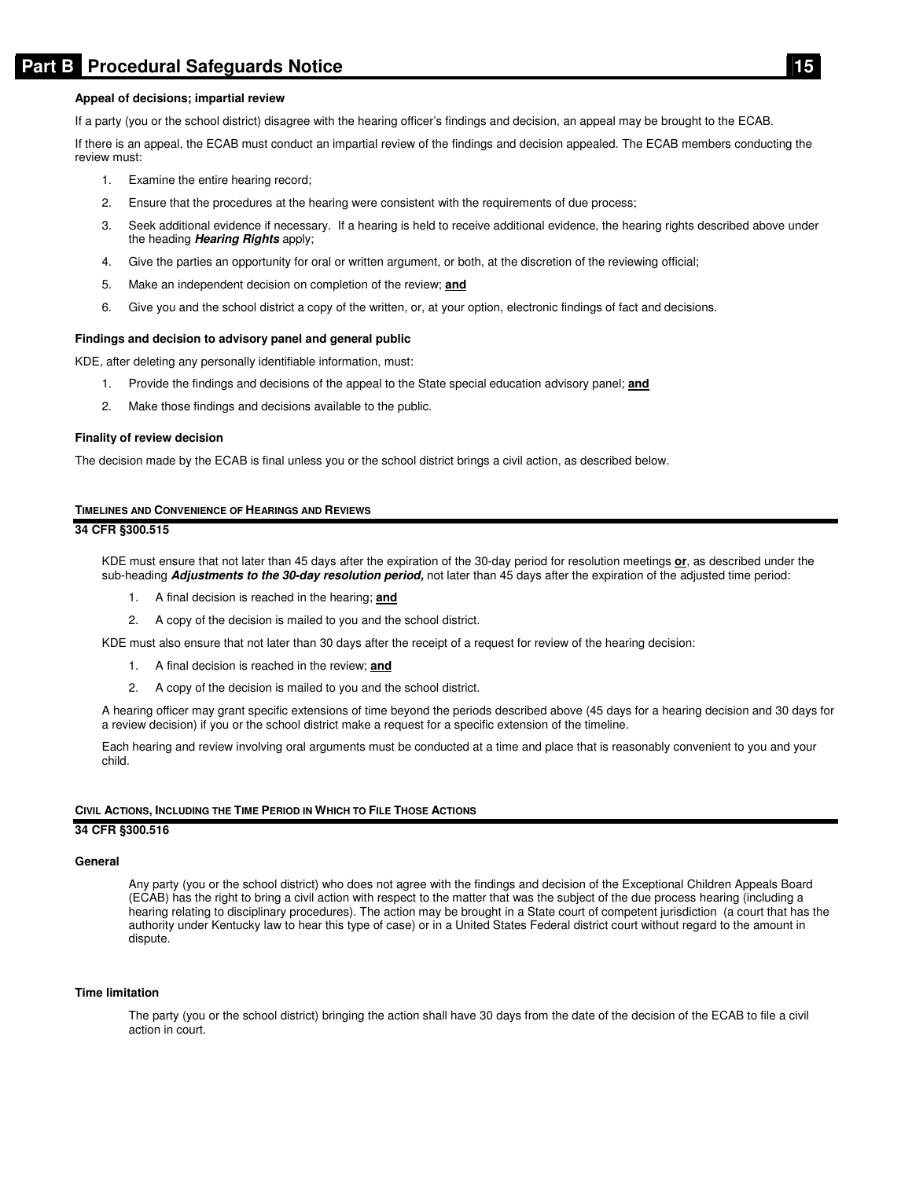#### Appeal of decisions; impartial review

If a party (you or the school district) disagree with the hearing officer's findings and decision, an appeal may be brought to the ECAB.

If there is an appeal, the ECAB must conduct an impartial review of the findings and decision appealed. The ECAB members conducting the review must:

1. Examine the entire hearing record;
2. Ensure that the procedures at the hearing were consistent with the requirements of due process;
3. Seek additional evidence if necessary. If a hearing is held to receive additional evidence, the hearing rights described above under the heading ***Hearing Rights*** apply;
4. Give the parties an opportunity for oral or written argument, or both, at the discretion of the reviewing official;
5. Make an independent decision on completion of the review; **and**
6. Give you and the school district a copy of the written, or, at your option, electronic findings of fact and decisions.

#### Findings and decision to advisory panel and general public

KDE, after deleting any personally identifiable information, must:

1. Provide the findings and decisions of the appeal to the State special education advisory panel; **and**
2. Make those findings and decisions available to the public.

#### Finality of review decision

The decision made by the ECAB is final unless you or the school district brings a civil action, as described below.

### Timelines and Convenience of Hearings and Reviews

**34 CFR §300.515**

KDE must ensure that not later than 45 days after the expiration of the 30-day period for resolution meetings **or**, as described under the sub-heading ***Adjustments to the 30-day resolution period,*** not later than 45 days after the expiration of the adjusted time period:

1. A final decision is reached in the hearing; **and**
2. A copy of the decision is mailed to you and the school district.

KDE must also ensure that not later than 30 days after the receipt of a request for review of the hearing decision:

1. A final decision is reached in the review; **and**
2. A copy of the decision is mailed to you and the school district.

A hearing officer may grant specific extensions of time beyond the periods described above (45 days for a hearing decision and 30 days for a review decision) if you or the school district make a request for a specific extension of the timeline.

Each hearing and review involving oral arguments must be conducted at a time and place that is reasonably convenient to you and your child.

### Civil Actions, Including the Time Period in Which to File Those Actions

**34 CFR §300.516**

#### General

Any party (you or the school district) who does not agree with the findings and decision of the Exceptional Children Appeals Board (ECAB) has the right to bring a civil action with respect to the matter that was the subject of the due process hearing (including a hearing relating to disciplinary procedures). The action may be brought in a State court of competent jurisdiction (a court that has the authority under Kentucky law to hear this type of case) or in a United States Federal district court without regard to the amount in dispute.

#### Time limitation

The party (you or the school district) bringing the action shall have 30 days from the date of the decision of the ECAB to file a civil action in court.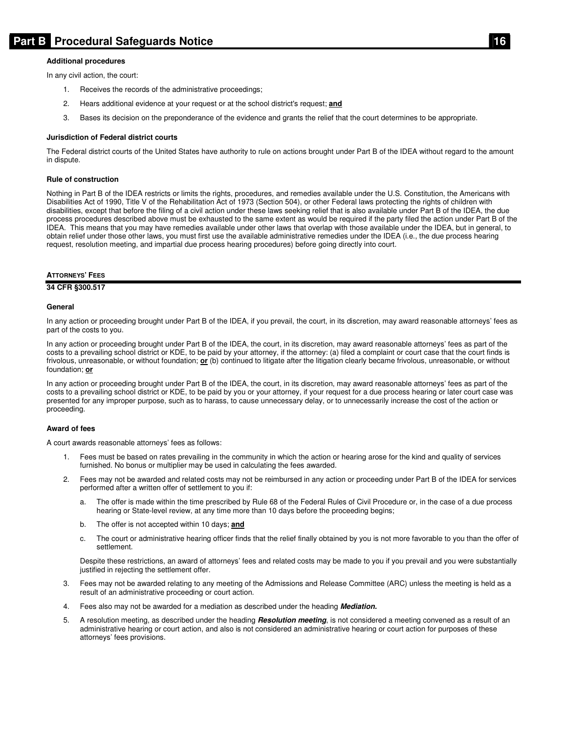#### Additional procedures

In any civil action, the court:

1. Receives the records of the administrative proceedings;
2. Hears additional evidence at your request or at the school district's request; **and**
3. Bases its decision on the preponderance of the evidence and grants the relief that the court determines to be appropriate.

#### Jurisdiction of Federal district courts

The Federal district courts of the United States have authority to rule on actions brought under Part B of the IDEA without regard to the amount in dispute.

#### Rule of construction

Nothing in Part B of the IDEA restricts or limits the rights, procedures, and remedies available under the U.S. Constitution, the Americans with Disabilities Act of 1990, Title V of the Rehabilitation Act of 1973 (Section 504), or other Federal laws protecting the rights of children with disabilities, except that before the filing of a civil action under these laws seeking relief that is also available under Part B of the IDEA, the due process procedures described above must be exhausted to the same extent as would be required if the party filed the action under Part B of the IDEA. This means that you may have remedies available under other laws that overlap with those available under the IDEA, but in general, to obtain relief under those other laws, you must first use the available administrative remedies under the IDEA (i.e., the due process hearing request, resolution meeting, and impartial due process hearing procedures) before going directly into court.

## ATTORNEYS' FEES

**34 CFR §300.517**

#### General

In any action or proceeding brought under Part B of the IDEA, if you prevail, the court, in its discretion, may award reasonable attorneys' fees as part of the costs to you.

In any action or proceeding brought under Part B of the IDEA, the court, in its discretion, may award reasonable attorneys' fees as part of the costs to a prevailing school district or KDE, to be paid by your attorney, if the attorney: (a) filed a complaint or court case that the court finds is frivolous, unreasonable, or without foundation; **or** (b) continued to litigate after the litigation clearly became frivolous, unreasonable, or without foundation; **or**

In any action or proceeding brought under Part B of the IDEA, the court, in its discretion, may award reasonable attorneys' fees as part of the costs to a prevailing school district or KDE, to be paid by you or your attorney, if your request for a due process hearing or later court case was presented for any improper purpose, such as to harass, to cause unnecessary delay, or to unnecessarily increase the cost of the action or proceeding.

#### Award of fees

A court awards reasonable attorneys' fees as follows:

1. Fees must be based on rates prevailing in the community in which the action or hearing arose for the kind and quality of services furnished. No bonus or multiplier may be used in calculating the fees awarded.
2. Fees may not be awarded and related costs may not be reimbursed in any action or proceeding under Part B of the IDEA for services performed after a written offer of settlement to you if:

   a. The offer is made within the time prescribed by Rule 68 of the Federal Rules of Civil Procedure or, in the case of a due process hearing or State-level review, at any time more than 10 days before the proceeding begins;

   b. The offer is not accepted within 10 days; **and**

   c. The court or administrative hearing officer finds that the relief finally obtained by you is not more favorable to you than the offer of settlement.

   Despite these restrictions, an award of attorneys' fees and related costs may be made to you if you prevail and you were substantially justified in rejecting the settlement offer.

3. Fees may not be awarded relating to any meeting of the Admissions and Release Committee (ARC) unless the meeting is held as a result of an administrative proceeding or court action.
4. Fees also may not be awarded for a mediation as described under the heading ***Mediation.***
5. A resolution meeting, as described under the heading ***Resolution meeting***, is not considered a meeting convened as a result of an administrative hearing or court action, and also is not considered an administrative hearing or court action for purposes of these attorneys' fees provisions.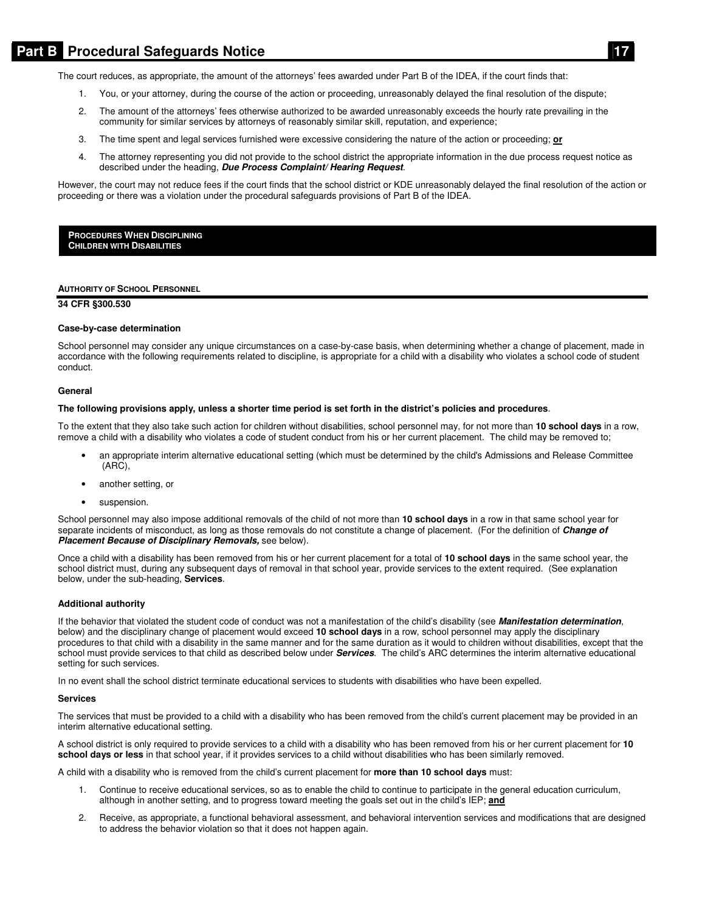The court reduces, as appropriate, the amount of the attorneys' fees awarded under Part B of the IDEA, if the court finds that:

1. You, or your attorney, during the course of the action or proceeding, unreasonably delayed the final resolution of the dispute;
2. The amount of the attorneys' fees otherwise authorized to be awarded unreasonably exceeds the hourly rate prevailing in the community for similar services by attorneys of reasonably similar skill, reputation, and experience;
3. The time spent and legal services furnished were excessive considering the nature of the action or proceeding; **or**
4. The attorney representing you did not provide to the school district the appropriate information in the due process request notice as described under the heading, ***Due Process Complaint/ Hearing Request***.

However, the court may not reduce fees if the court finds that the school district or KDE unreasonably delayed the final resolution of the action or proceeding or there was a violation under the procedural safeguards provisions of Part B of the IDEA.

## PROCEDURES WHEN DISCIPLINING CHILDREN WITH DISABILITIES

### AUTHORITY OF SCHOOL PERSONNEL

**34 CFR §300.530**

#### Case-by-case determination

School personnel may consider any unique circumstances on a case-by-case basis, when determining whether a change of placement, made in accordance with the following requirements related to discipline, is appropriate for a child with a disability who violates a school code of student conduct.

#### General

**The following provisions apply, unless a shorter time period is set forth in the district's policies and procedures**.

To the extent that they also take such action for children without disabilities, school personnel may, for not more than **10 school days** in a row, remove a child with a disability who violates a code of student conduct from his or her current placement. The child may be removed to;

- an appropriate interim alternative educational setting (which must be determined by the child's Admissions and Release Committee (ARC),
- another setting, or
- suspension.

School personnel may also impose additional removals of the child of not more than **10 school days** in a row in that same school year for separate incidents of misconduct, as long as those removals do not constitute a change of placement. (For the definition of ***Change of Placement Because of Disciplinary Removals,*** see below).

Once a child with a disability has been removed from his or her current placement for a total of **10 school days** in the same school year, the school district must, during any subsequent days of removal in that school year, provide services to the extent required. (See explanation below, under the sub-heading, **Services**.

#### Additional authority

If the behavior that violated the student code of conduct was not a manifestation of the child's disability (see ***Manifestation determination***, below) and the disciplinary change of placement would exceed **10 school days** in a row, school personnel may apply the disciplinary procedures to that child with a disability in the same manner and for the same duration as it would to children without disabilities, except that the school must provide services to that child as described below under ***Services***. The child's ARC determines the interim alternative educational setting for such services.

In no event shall the school district terminate educational services to students with disabilities who have been expelled.

#### Services

The services that must be provided to a child with a disability who has been removed from the child's current placement may be provided in an interim alternative educational setting.

A school district is only required to provide services to a child with a disability who has been removed from his or her current placement for **10 school days or less** in that school year, if it provides services to a child without disabilities who has been similarly removed.

A child with a disability who is removed from the child's current placement for **more than 10 school days** must:

1. Continue to receive educational services, so as to enable the child to continue to participate in the general education curriculum, although in another setting, and to progress toward meeting the goals set out in the child's IEP; **and**
2. Receive, as appropriate, a functional behavioral assessment, and behavioral intervention services and modifications that are designed to address the behavior violation so that it does not happen again.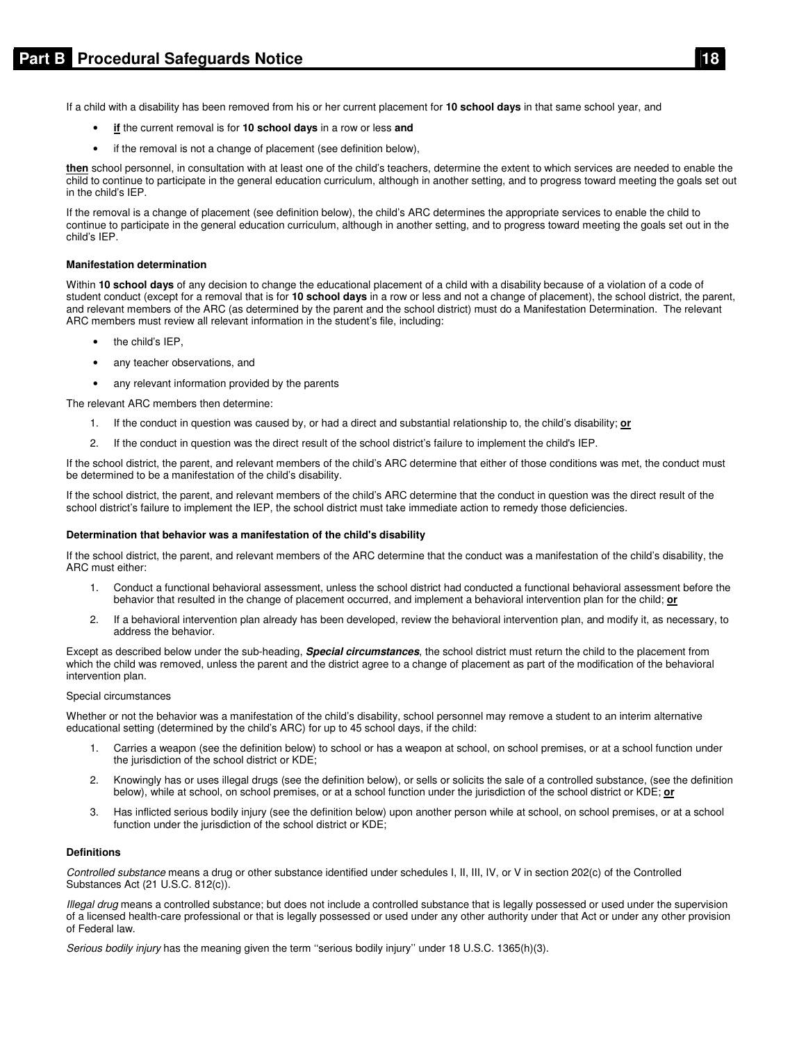If a child with a disability has been removed from his or her current placement for **10 school days** in that same school year, and

- **if** the current removal is for **10 school days** in a row or less **and**
- if the removal is not a change of placement (see definition below),

**then** school personnel, in consultation with at least one of the child's teachers, determine the extent to which services are needed to enable the child to continue to participate in the general education curriculum, although in another setting, and to progress toward meeting the goals set out in the child's IEP.

If the removal is a change of placement (see definition below), the child's ARC determines the appropriate services to enable the child to continue to participate in the general education curriculum, although in another setting, and to progress toward meeting the goals set out in the child's IEP.

**Manifestation determination**

Within **10 school days** of any decision to change the educational placement of a child with a disability because of a violation of a code of student conduct (except for a removal that is for **10 school days** in a row or less and not a change of placement), the school district, the parent, and relevant members of the ARC (as determined by the parent and the school district) must do a Manifestation Determination. The relevant ARC members must review all relevant information in the student's file, including:

- the child's IEP,
- any teacher observations, and
- any relevant information provided by the parents

The relevant ARC members then determine:

1. If the conduct in question was caused by, or had a direct and substantial relationship to, the child's disability; **or**
2. If the conduct in question was the direct result of the school district's failure to implement the child's IEP.

If the school district, the parent, and relevant members of the child's ARC determine that either of those conditions was met, the conduct must be determined to be a manifestation of the child's disability.

If the school district, the parent, and relevant members of the child's ARC determine that the conduct in question was the direct result of the school district's failure to implement the IEP, the school district must take immediate action to remedy those deficiencies.

**Determination that behavior was a manifestation of the child's disability**

If the school district, the parent, and relevant members of the ARC determine that the conduct was a manifestation of the child's disability, the ARC must either:

1. Conduct a functional behavioral assessment, unless the school district had conducted a functional behavioral assessment before the behavior that resulted in the change of placement occurred, and implement a behavioral intervention plan for the child; **or**
2. If a behavioral intervention plan already has been developed, review the behavioral intervention plan, and modify it, as necessary, to address the behavior.

Except as described below under the sub-heading, ***Special circumstances***, the school district must return the child to the placement from which the child was removed, unless the parent and the district agree to a change of placement as part of the modification of the behavioral intervention plan.

Special circumstances

Whether or not the behavior was a manifestation of the child's disability, school personnel may remove a student to an interim alternative educational setting (determined by the child's ARC) for up to 45 school days, if the child:

1. Carries a weapon (see the definition below) to school or has a weapon at school, on school premises, or at a school function under the jurisdiction of the school district or KDE;
2. Knowingly has or uses illegal drugs (see the definition below), or sells or solicits the sale of a controlled substance, (see the definition below), while at school, on school premises, or at a school function under the jurisdiction of the school district or KDE; **or**
3. Has inflicted serious bodily injury (see the definition below) upon another person while at school, on school premises, or at a school function under the jurisdiction of the school district or KDE;

**Definitions**

*Controlled substance* means a drug or other substance identified under schedules I, II, III, IV, or V in section 202(c) of the Controlled Substances Act (21 U.S.C. 812(c)).

*Illegal drug* means a controlled substance; but does not include a controlled substance that is legally possessed or used under the supervision of a licensed health-care professional or that is legally possessed or used under any other authority under that Act or under any other provision of Federal law.

*Serious bodily injury* has the meaning given the term ''serious bodily injury'' under 18 U.S.C. 1365(h)(3).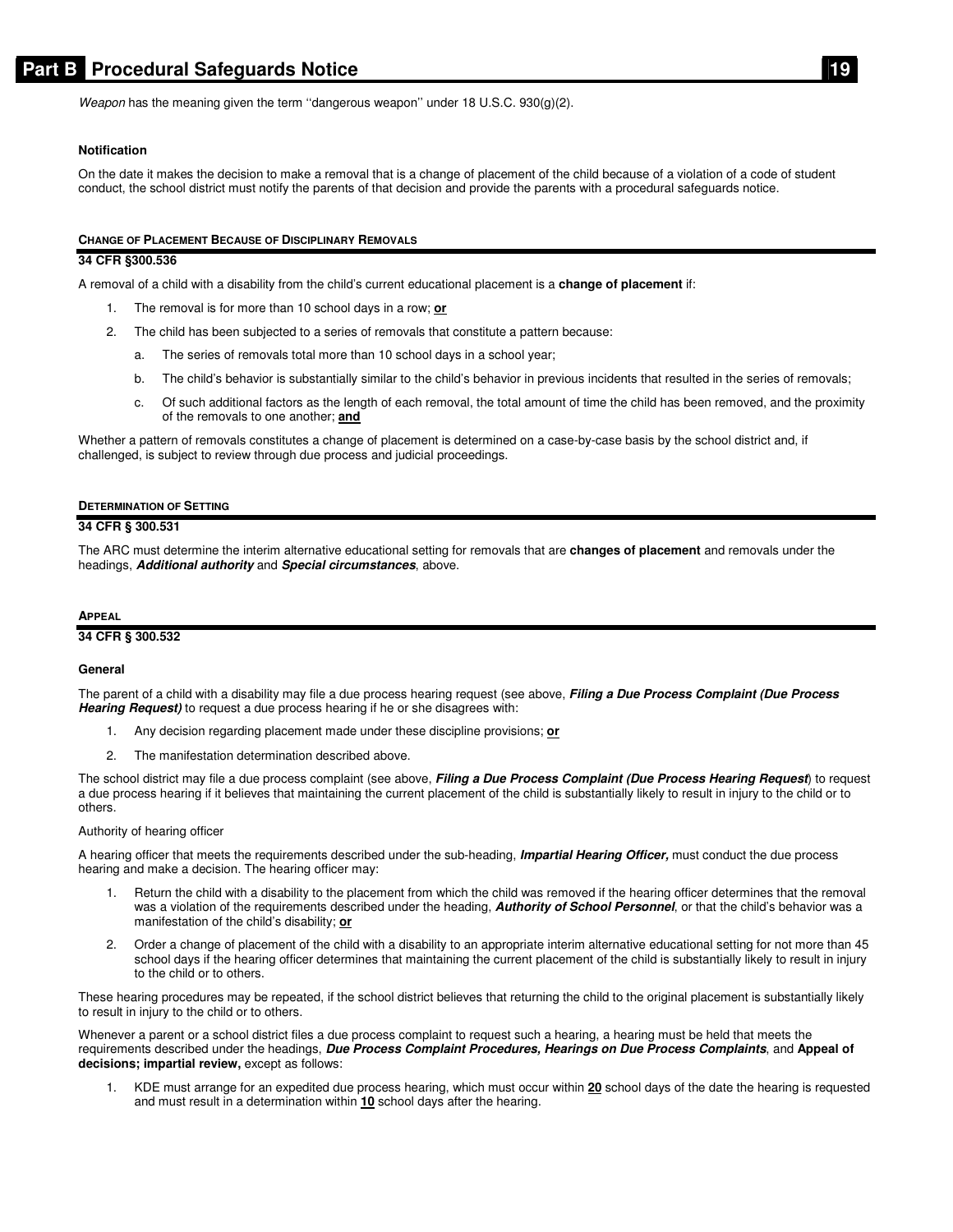*Weapon* has the meaning given the term ''dangerous weapon'' under 18 U.S.C. 930(g)(2).

#### Notification

On the date it makes the decision to make a removal that is a change of placement of the child because of a violation of a code of student conduct, the school district must notify the parents of that decision and provide the parents with a procedural safeguards notice.

### CHANGE OF PLACEMENT BECAUSE OF DISCIPLINARY REMOVALS

**34 CFR §300.536**

A removal of a child with a disability from the child's current educational placement is a **change of placement** if:

1. The removal is for more than 10 school days in a row; **or**
2. The child has been subjected to a series of removals that constitute a pattern because:
   a. The series of removals total more than 10 school days in a school year;
   b. The child's behavior is substantially similar to the child's behavior in previous incidents that resulted in the series of removals;
   c. Of such additional factors as the length of each removal, the total amount of time the child has been removed, and the proximity of the removals to one another; **and**

Whether a pattern of removals constitutes a change of placement is determined on a case-by-case basis by the school district and, if challenged, is subject to review through due process and judicial proceedings.

### DETERMINATION OF SETTING

**34 CFR § 300.531**

The ARC must determine the interim alternative educational setting for removals that are **changes of placement** and removals under the headings, ***Additional authority*** and ***Special circumstances***, above.

### APPEAL

**34 CFR § 300.532**

#### General

The parent of a child with a disability may file a due process hearing request (see above, ***Filing a Due Process Complaint (Due Process Hearing Request)*** to request a due process hearing if he or she disagrees with:

1. Any decision regarding placement made under these discipline provisions; **or**
2. The manifestation determination described above.

The school district may file a due process complaint (see above, ***Filing a Due Process Complaint (Due Process Hearing Request***) to request a due process hearing if it believes that maintaining the current placement of the child is substantially likely to result in injury to the child or to others.

Authority of hearing officer

A hearing officer that meets the requirements described under the sub-heading, ***Impartial Hearing Officer,*** must conduct the due process hearing and make a decision. The hearing officer may:

1. Return the child with a disability to the placement from which the child was removed if the hearing officer determines that the removal was a violation of the requirements described under the heading, ***Authority of School Personnel***, or that the child's behavior was a manifestation of the child's disability; **or**
2. Order a change of placement of the child with a disability to an appropriate interim alternative educational setting for not more than 45 school days if the hearing officer determines that maintaining the current placement of the child is substantially likely to result in injury to the child or to others.

These hearing procedures may be repeated, if the school district believes that returning the child to the original placement is substantially likely to result in injury to the child or to others.

Whenever a parent or a school district files a due process complaint to request such a hearing, a hearing must be held that meets the requirements described under the headings, ***Due Process Complaint Procedures, Hearings on Due Process Complaints***, and **Appeal of decisions; impartial review,** except as follows:

1. KDE must arrange for an expedited due process hearing, which must occur within **20** school days of the date the hearing is requested and must result in a determination within **10** school days after the hearing.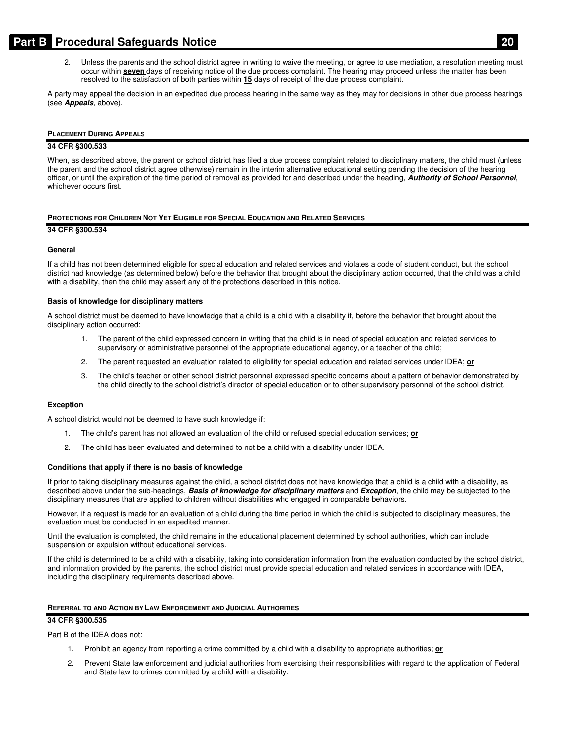2. Unless the parents and the school district agree in writing to waive the meeting, or agree to use mediation, a resolution meeting must occur within **seven** days of receiving notice of the due process complaint. The hearing may proceed unless the matter has been resolved to the satisfaction of both parties within **15** days of receipt of the due process complaint.

A party may appeal the decision in an expedited due process hearing in the same way as they may for decisions in other due process hearings (see ***Appeals***, above).

#### PLACEMENT DURING APPEALS

**34 CFR §300.533**

When, as described above, the parent or school district has filed a due process complaint related to disciplinary matters, the child must (unless the parent and the school district agree otherwise) remain in the interim alternative educational setting pending the decision of the hearing officer, or until the expiration of the time period of removal as provided for and described under the heading, ***Authority of School Personnel***, whichever occurs first.

#### PROTECTIONS FOR CHILDREN NOT YET ELIGIBLE FOR SPECIAL EDUCATION AND RELATED SERVICES

**34 CFR §300.534**

**General**

If a child has not been determined eligible for special education and related services and violates a code of student conduct, but the school district had knowledge (as determined below) before the behavior that brought about the disciplinary action occurred, that the child was a child with a disability, then the child may assert any of the protections described in this notice.

**Basis of knowledge for disciplinary matters**

A school district must be deemed to have knowledge that a child is a child with a disability if, before the behavior that brought about the disciplinary action occurred:

1. The parent of the child expressed concern in writing that the child is in need of special education and related services to supervisory or administrative personnel of the appropriate educational agency, or a teacher of the child;
2. The parent requested an evaluation related to eligibility for special education and related services under IDEA; **or**
3. The child's teacher or other school district personnel expressed specific concerns about a pattern of behavior demonstrated by the child directly to the school district's director of special education or to other supervisory personnel of the school district.

**Exception**

A school district would not be deemed to have such knowledge if:

1. The child's parent has not allowed an evaluation of the child or refused special education services; **or**
2. The child has been evaluated and determined to not be a child with a disability under IDEA.

**Conditions that apply if there is no basis of knowledge**

If prior to taking disciplinary measures against the child, a school district does not have knowledge that a child is a child with a disability, as described above under the sub-headings, ***Basis of knowledge for disciplinary matters*** and ***Exception***, the child may be subjected to the disciplinary measures that are applied to children without disabilities who engaged in comparable behaviors.

However, if a request is made for an evaluation of a child during the time period in which the child is subjected to disciplinary measures, the evaluation must be conducted in an expedited manner.

Until the evaluation is completed, the child remains in the educational placement determined by school authorities, which can include suspension or expulsion without educational services.

If the child is determined to be a child with a disability, taking into consideration information from the evaluation conducted by the school district, and information provided by the parents, the school district must provide special education and related services in accordance with IDEA, including the disciplinary requirements described above.

#### REFERRAL TO AND ACTION BY LAW ENFORCEMENT AND JUDICIAL AUTHORITIES

**34 CFR §300.535**

Part B of the IDEA does not:

1. Prohibit an agency from reporting a crime committed by a child with a disability to appropriate authorities; **or**
2. Prevent State law enforcement and judicial authorities from exercising their responsibilities with regard to the application of Federal and State law to crimes committed by a child with a disability.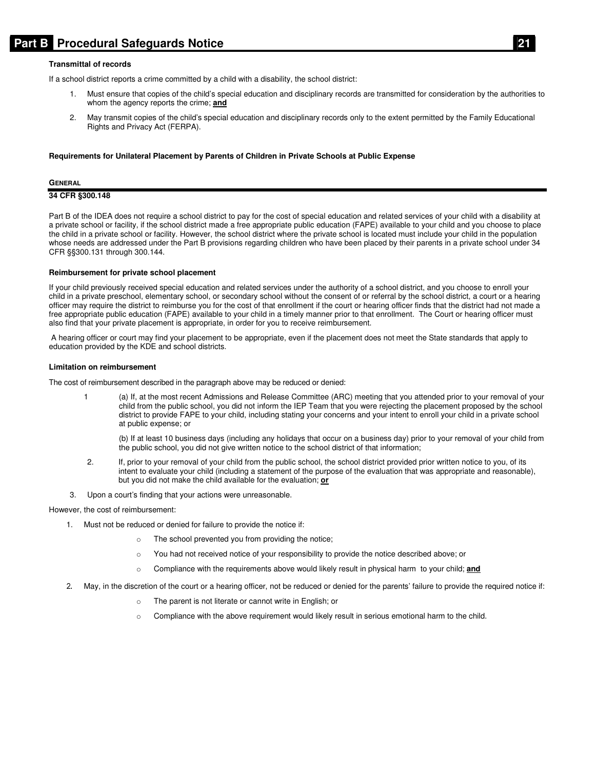**Transmittal of records**

If a school district reports a crime committed by a child with a disability, the school district:

1. Must ensure that copies of the child's special education and disciplinary records are transmitted for consideration by the authorities to whom the agency reports the crime; **and**
2. May transmit copies of the child's special education and disciplinary records only to the extent permitted by the Family Educational Rights and Privacy Act (FERPA).

**Requirements for Unilateral Placement by Parents of Children in Private Schools at Public Expense**

**GENERAL**

**34 CFR §300.148**

Part B of the IDEA does not require a school district to pay for the cost of special education and related services of your child with a disability at a private school or facility, if the school district made a free appropriate public education (FAPE) available to your child and you choose to place the child in a private school or facility. However, the school district where the private school is located must include your child in the population whose needs are addressed under the Part B provisions regarding children who have been placed by their parents in a private school under 34 CFR §§300.131 through 300.144.

**Reimbursement for private school placement**

If your child previously received special education and related services under the authority of a school district, and you choose to enroll your child in a private preschool, elementary school, or secondary school without the consent of or referral by the school district, a court or a hearing officer may require the district to reimburse you for the cost of that enrollment if the court or hearing officer finds that the district had not made a free appropriate public education (FAPE) available to your child in a timely manner prior to that enrollment. The Court or hearing officer must also find that your private placement is appropriate, in order for you to receive reimbursement.

A hearing officer or court may find your placement to be appropriate, even if the placement does not meet the State standards that apply to education provided by the KDE and school districts.

**Limitation on reimbursement**

The cost of reimbursement described in the paragraph above may be reduced or denied:

1. (a) If, at the most recent Admissions and Release Committee (ARC) meeting that you attended prior to your removal of your child from the public school, you did not inform the IEP Team that you were rejecting the placement proposed by the school district to provide FAPE to your child, including stating your concerns and your intent to enroll your child in a private school at public expense; or

   (b) If at least 10 business days (including any holidays that occur on a business day) prior to your removal of your child from the public school, you did not give written notice to the school district of that information;
2. If, prior to your removal of your child from the public school, the school district provided prior written notice to you, of its intent to evaluate your child (including a statement of the purpose of the evaluation that was appropriate and reasonable), but you did not make the child available for the evaluation; **or**
3. Upon a court's finding that your actions were unreasonable.

However, the cost of reimbursement:

1. Must not be reduced or denied for failure to provide the notice if:
   - The school prevented you from providing the notice;
   - You had not received notice of your responsibility to provide the notice described above; or
   - Compliance with the requirements above would likely result in physical harm to your child; **and**
2. May, in the discretion of the court or a hearing officer, not be reduced or denied for the parents' failure to provide the required notice if:
   - The parent is not literate or cannot write in English; or
   - Compliance with the above requirement would likely result in serious emotional harm to the child.